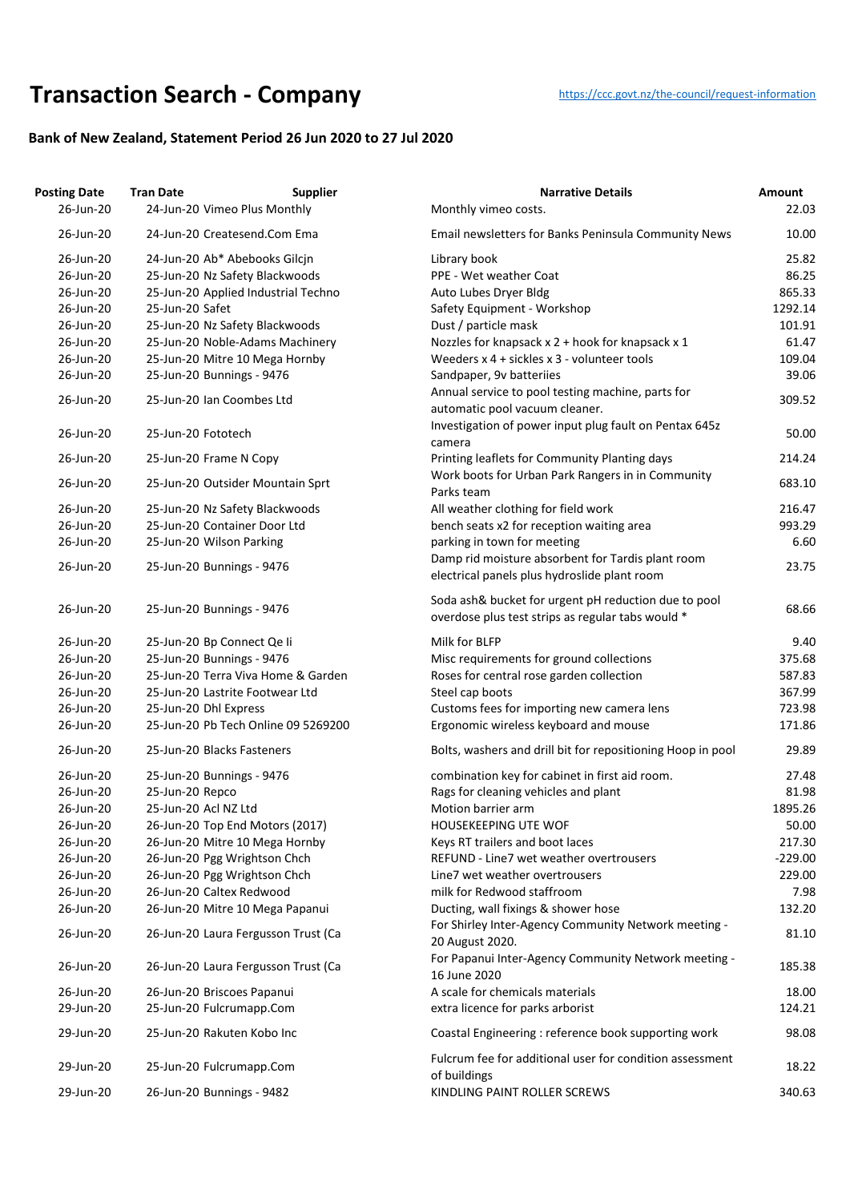# Transaction Search - Company

https://ccc.govt.nz/the-council/request-information

## Bank of New Zealand, Statement Period 26 Jun 2020 to 27 Jul 2020

| Posting Date | Tran Date | Supplier | Narrative Details | Amount |
|---|---|---|---|---|
| 26-Jun-20 | 24-Jun-20 | Vimeo Plus Monthly | Monthly vimeo costs. | 22.03 |
| 26-Jun-20 | 24-Jun-20 | Createsend.Com Ema | Email newsletters for Banks Peninsula Community News | 10.00 |
| 26-Jun-20 | 24-Jun-20 | Ab* Abebooks Gilcjn | Library book | 25.82 |
| 26-Jun-20 | 25-Jun-20 | Nz Safety Blackwoods | PPE - Wet weather Coat | 86.25 |
| 26-Jun-20 | 25-Jun-20 | Applied Industrial Techno | Auto Lubes Dryer Bldg | 865.33 |
| 26-Jun-20 | 25-Jun-20 | Safet | Safety Equipment - Workshop | 1292.14 |
| 26-Jun-20 | 25-Jun-20 | Nz Safety Blackwoods | Dust / particle mask | 101.91 |
| 26-Jun-20 | 25-Jun-20 | Noble-Adams Machinery | Nozzles for knapsack x 2 + hook for knapsack x 1 | 61.47 |
| 26-Jun-20 | 25-Jun-20 | Mitre 10 Mega Hornby | Weeders x 4 + sickles x 3 - volunteer tools | 109.04 |
| 26-Jun-20 | 25-Jun-20 | Bunnings - 9476 | Sandpaper, 9v batteriies | 39.06 |
| 26-Jun-20 | 25-Jun-20 | Ian Coombes Ltd | Annual service to pool testing machine, parts for automatic pool vacuum cleaner. | 309.52 |
| 26-Jun-20 | 25-Jun-20 | Fototech | Investigation of power input plug fault on Pentax 645z camera | 50.00 |
| 26-Jun-20 | 25-Jun-20 | Frame N Copy | Printing leaflets for Community Planting days | 214.24 |
| 26-Jun-20 | 25-Jun-20 | Outsider Mountain Sprt | Work boots for Urban Park Rangers in in Community Parks team | 683.10 |
| 26-Jun-20 | 25-Jun-20 | Nz Safety Blackwoods | All weather clothing for field work | 216.47 |
| 26-Jun-20 | 25-Jun-20 | Container Door Ltd | bench seats x2 for reception waiting area | 993.29 |
| 26-Jun-20 | 25-Jun-20 | Wilson Parking | parking in town for meeting | 6.60 |
| 26-Jun-20 | 25-Jun-20 | Bunnings - 9476 | Damp rid moisture absorbent for Tardis plant room electrical panels plus hydroslide plant room | 23.75 |
| 26-Jun-20 | 25-Jun-20 | Bunnings - 9476 | Soda ash& bucket for urgent pH reduction due to pool overdose plus test strips as regular tabs would * | 68.66 |
| 26-Jun-20 | 25-Jun-20 | Bp Connect Qe Ii | Milk for BLFP | 9.40 |
| 26-Jun-20 | 25-Jun-20 | Bunnings - 9476 | Misc requirements for ground collections | 375.68 |
| 26-Jun-20 | 25-Jun-20 | Terra Viva Home & Garden | Roses for central rose garden collection | 587.83 |
| 26-Jun-20 | 25-Jun-20 | Lastrite Footwear Ltd | Steel cap boots | 367.99 |
| 26-Jun-20 | 25-Jun-20 | Dhl Express | Customs fees for importing new camera lens | 723.98 |
| 26-Jun-20 | 25-Jun-20 | Pb Tech Online 09 5269200 | Ergonomic wireless keyboard and mouse | 171.86 |
| 26-Jun-20 | 25-Jun-20 | Blacks Fasteners | Bolts, washers and drill bit for repositioning Hoop in pool | 29.89 |
| 26-Jun-20 | 25-Jun-20 | Bunnings - 9476 | combination key for cabinet in first aid room. | 27.48 |
| 26-Jun-20 | 25-Jun-20 | Repco | Rags for cleaning vehicles and plant | 81.98 |
| 26-Jun-20 | 25-Jun-20 | Acl NZ Ltd | Motion barrier arm | 1895.26 |
| 26-Jun-20 | 26-Jun-20 | Top End Motors (2017) | HOUSEKEEPING UTE WOF | 50.00 |
| 26-Jun-20 | 26-Jun-20 | Mitre 10 Mega Hornby | Keys RT trailers and boot laces | 217.30 |
| 26-Jun-20 | 26-Jun-20 | Pgg Wrightson Chch | REFUND - Line7 wet weather overtrousers | -229.00 |
| 26-Jun-20 | 26-Jun-20 | Pgg Wrightson Chch | Line7 wet weather overtrousers | 229.00 |
| 26-Jun-20 | 26-Jun-20 | Caltex Redwood | milk for Redwood staffroom | 7.98 |
| 26-Jun-20 | 26-Jun-20 | Mitre 10 Mega Papanui | Ducting, wall fixings & shower hose | 132.20 |
| 26-Jun-20 | 26-Jun-20 | Laura Fergusson Trust (Ca | For Shirley Inter-Agency Community Network meeting - 20 August 2020. | 81.10 |
| 26-Jun-20 | 26-Jun-20 | Laura Fergusson Trust (Ca | For Papanui Inter-Agency Community Network meeting - 16 June 2020 | 185.38 |
| 26-Jun-20 | 26-Jun-20 | Briscoes Papanui | A scale for chemicals materials | 18.00 |
| 29-Jun-20 | 25-Jun-20 | Fulcrumapp.Com | extra licence for parks arborist | 124.21 |
| 29-Jun-20 | 25-Jun-20 | Rakuten Kobo Inc | Coastal Engineering : reference book supporting work | 98.08 |
| 29-Jun-20 | 25-Jun-20 | Fulcrumapp.Com | Fulcrum fee for additional user for condition assessment of buildings | 18.22 |
| 29-Jun-20 | 26-Jun-20 | Bunnings - 9482 | KINDLING PAINT ROLLER SCREWS | 340.63 |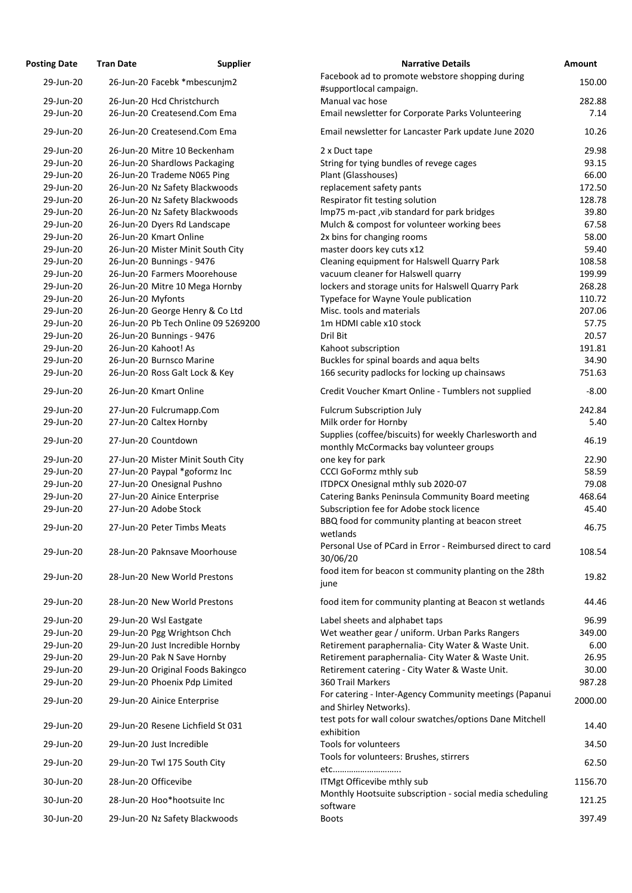| Posting Date | Tran Date | Supplier | Narrative Details | Amount |
|---|---|---|---|---|
| 29-Jun-20 | 26-Jun-20 | Facebk *mbescunjm2 | Facebook ad to promote webstore shopping during #supportlocal campaign. | 150.00 |
| 29-Jun-20 | 26-Jun-20 | Hcd Christchurch | Manual vac hose | 282.88 |
| 29-Jun-20 | 26-Jun-20 | Createsend.Com Ema | Email newsletter for Corporate Parks Volunteering | 7.14 |
| 29-Jun-20 | 26-Jun-20 | Createsend.Com Ema | Email newsletter for Lancaster Park update June 2020 | 10.26 |
| 29-Jun-20 | 26-Jun-20 | Mitre 10 Beckenham | 2 x Duct tape | 29.98 |
| 29-Jun-20 | 26-Jun-20 | Shardlows Packaging | String for tying bundles of revege cages | 93.15 |
| 29-Jun-20 | 26-Jun-20 | Trademe N065 Ping | Plant (Glasshouses) | 66.00 |
| 29-Jun-20 | 26-Jun-20 | Nz Safety Blackwoods | replacement safety pants | 172.50 |
| 29-Jun-20 | 26-Jun-20 | Nz Safety Blackwoods | Respirator fit testing solution | 128.78 |
| 29-Jun-20 | 26-Jun-20 | Nz Safety Blackwoods | lmp75 m-pact ,vib standard for park bridges | 39.80 |
| 29-Jun-20 | 26-Jun-20 | Dyers Rd Landscape | Mulch & compost for volunteer working bees | 67.58 |
| 29-Jun-20 | 26-Jun-20 | Kmart Online | 2x bins for changing rooms | 58.00 |
| 29-Jun-20 | 26-Jun-20 | Mister Minit South City | master doors key cuts x12 | 59.40 |
| 29-Jun-20 | 26-Jun-20 | Bunnings - 9476 | Cleaning equipment for Halswell Quarry Park | 108.58 |
| 29-Jun-20 | 26-Jun-20 | Farmers Moorehouse | vacuum cleaner for Halswell quarry | 199.99 |
| 29-Jun-20 | 26-Jun-20 | Mitre 10 Mega Hornby | lockers and storage units for Halswell Quarry Park | 268.28 |
| 29-Jun-20 | 26-Jun-20 | Myfonts | Typeface for Wayne Youle publication | 110.72 |
| 29-Jun-20 | 26-Jun-20 | George Henry & Co Ltd | Misc. tools and materials | 207.06 |
| 29-Jun-20 | 26-Jun-20 | Pb Tech Online 09 5269200 | 1m HDMI cable x10 stock | 57.75 |
| 29-Jun-20 | 26-Jun-20 | Bunnings - 9476 | Dril Bit | 20.57 |
| 29-Jun-20 | 26-Jun-20 | Kahoot! As | Kahoot subscription | 191.81 |
| 29-Jun-20 | 26-Jun-20 | Burnsco Marine | Buckles for spinal boards and aqua belts | 34.90 |
| 29-Jun-20 | 26-Jun-20 | Ross Galt Lock & Key | 166 security padlocks for locking up chainsaws | 751.63 |
| 29-Jun-20 | 26-Jun-20 | Kmart Online | Credit Voucher Kmart Online - Tumblers not supplied | -8.00 |
| 29-Jun-20 | 27-Jun-20 | Fulcrumapp.Com | Fulcrum Subscription July | 242.84 |
| 29-Jun-20 | 27-Jun-20 | Caltex Hornby | Milk order for Hornby | 5.40 |
| 29-Jun-20 | 27-Jun-20 | Countdown | Supplies (coffee/biscuits) for weekly Charlesworth and monthly McCormacks bay volunteer groups | 46.19 |
| 29-Jun-20 | 27-Jun-20 | Mister Minit South City | one key for park | 22.90 |
| 29-Jun-20 | 27-Jun-20 | Paypal *goformz Inc | CCCI GoFormz mthly sub | 58.59 |
| 29-Jun-20 | 27-Jun-20 | Onesignal Pushno | ITDPCX Onesignal mthly sub 2020-07 | 79.08 |
| 29-Jun-20 | 27-Jun-20 | Ainice Enterprise | Catering Banks Peninsula Community Board meeting | 468.64 |
| 29-Jun-20 | 27-Jun-20 | Adobe Stock | Subscription fee for Adobe stock licence | 45.40 |
| 29-Jun-20 | 27-Jun-20 | Peter Timbs Meats | BBQ food for community planting at beacon street wetlands | 46.75 |
| 29-Jun-20 | 28-Jun-20 | Paknsave Moorhouse | Personal Use of PCard in Error - Reimbursed direct to card 30/06/20 | 108.54 |
| 29-Jun-20 | 28-Jun-20 | New World Prestons | food item for beacon st community planting on the 28th june | 19.82 |
| 29-Jun-20 | 28-Jun-20 | New World Prestons | food item for community planting at Beacon st wetlands | 44.46 |
| 29-Jun-20 | 29-Jun-20 | Wsl Eastgate | Label sheets and alphabet taps | 96.99 |
| 29-Jun-20 | 29-Jun-20 | Pgg Wrightson Chch | Wet weather gear / uniform. Urban Parks Rangers | 349.00 |
| 29-Jun-20 | 29-Jun-20 | Just Incredible Hornby | Retirement paraphernalia- City Water & Waste Unit. | 6.00 |
| 29-Jun-20 | 29-Jun-20 | Pak N Save Hornby | Retirement paraphernalia- City Water & Waste Unit. | 26.95 |
| 29-Jun-20 | 29-Jun-20 | Original Foods Bakingco | Retirement catering - City Water & Waste Unit. | 30.00 |
| 29-Jun-20 | 29-Jun-20 | Phoenix Pdp Limited | 360 Trail Markers | 987.28 |
| 29-Jun-20 | 29-Jun-20 | Ainice Enterprise | For catering - Inter-Agency Community meetings (Papanui and Shirley Networks). | 2000.00 |
| 29-Jun-20 | 29-Jun-20 | Resene Lichfield St 031 | test pots for wall colour swatches/options Dane Mitchell exhibition | 14.40 |
| 29-Jun-20 | 29-Jun-20 | Just Incredible | Tools for volunteers | 34.50 |
| 29-Jun-20 | 29-Jun-20 | Twl 175 South City | Tools for volunteers: Brushes, stirrers etc………………………. | 62.50 |
| 30-Jun-20 | 28-Jun-20 | Officevibe | ITMgt Officevibe mthly sub | 1156.70 |
| 30-Jun-20 | 28-Jun-20 | Hoo*hootsuite Inc | Monthly Hootsuite subscription - social media scheduling software | 121.25 |
| 30-Jun-20 | 29-Jun-20 | Nz Safety Blackwoods | Boots | 397.49 |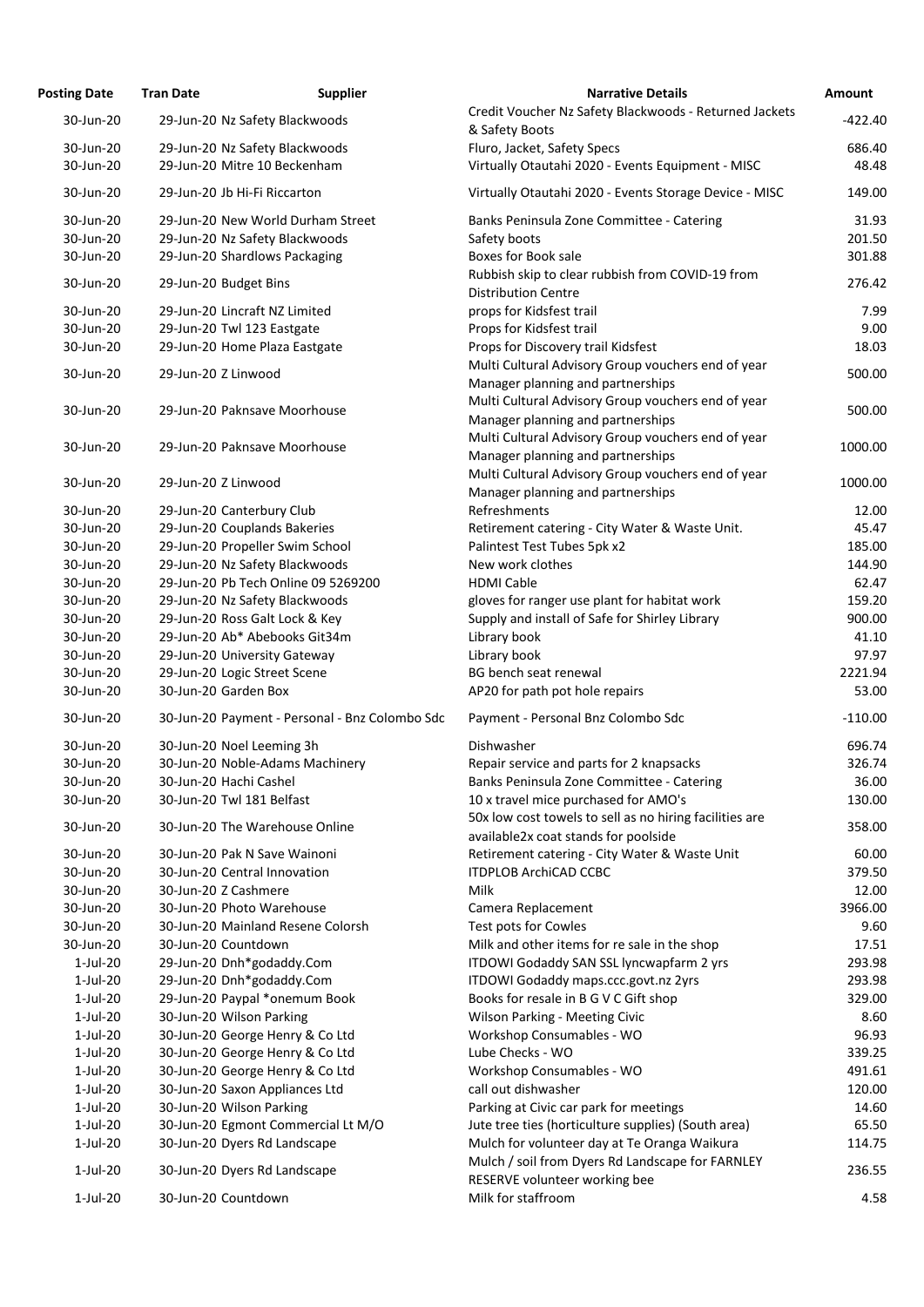| Posting Date | Tran Date | Supplier | Narrative Details | Amount |
|---|---|---|---|---|
| 30-Jun-20 | 29-Jun-20 | Nz Safety Blackwoods | Credit Voucher Nz Safety Blackwoods - Returned Jackets & Safety Boots | -422.40 |
| 30-Jun-20 | 29-Jun-20 | Nz Safety Blackwoods | Fluro, Jacket, Safety Specs | 686.40 |
| 30-Jun-20 | 29-Jun-20 | Mitre 10 Beckenham | Virtually Otautahi 2020 - Events Equipment - MISC | 48.48 |
| 30-Jun-20 | 29-Jun-20 | Jb Hi-Fi Riccarton | Virtually Otautahi 2020 - Events Storage Device - MISC | 149.00 |
| 30-Jun-20 | 29-Jun-20 | New World Durham Street | Banks Peninsula Zone Committee - Catering | 31.93 |
| 30-Jun-20 | 29-Jun-20 | Nz Safety Blackwoods | Safety boots | 201.50 |
| 30-Jun-20 | 29-Jun-20 | Shardlows Packaging | Boxes for Book sale | 301.88 |
| 30-Jun-20 | 29-Jun-20 | Budget Bins | Rubbish skip to clear rubbish from COVID-19 from Distribution Centre | 276.42 |
| 30-Jun-20 | 29-Jun-20 | Lincraft NZ Limited | props for Kidsfest trail | 7.99 |
| 30-Jun-20 | 29-Jun-20 | Twl 123 Eastgate | Props for Kidsfest trail | 9.00 |
| 30-Jun-20 | 29-Jun-20 | Home Plaza Eastgate | Props for Discovery trail Kidsfest | 18.03 |
| 30-Jun-20 | 29-Jun-20 | Z Linwood | Multi Cultural Advisory Group vouchers end of year Manager planning and partnerships | 500.00 |
| 30-Jun-20 | 29-Jun-20 | Paknsave Moorhouse | Multi Cultural Advisory Group vouchers end of year Manager planning and partnerships | 500.00 |
| 30-Jun-20 | 29-Jun-20 | Paknsave Moorhouse | Multi Cultural Advisory Group vouchers end of year Manager planning and partnerships | 1000.00 |
| 30-Jun-20 | 29-Jun-20 | Z Linwood | Multi Cultural Advisory Group vouchers end of year Manager planning and partnerships | 1000.00 |
| 30-Jun-20 | 29-Jun-20 | Canterbury Club | Refreshments | 12.00 |
| 30-Jun-20 | 29-Jun-20 | Couplands Bakeries | Retirement catering - City Water & Waste Unit. | 45.47 |
| 30-Jun-20 | 29-Jun-20 | Propeller Swim School | Palintest Test Tubes 5pk x2 | 185.00 |
| 30-Jun-20 | 29-Jun-20 | Nz Safety Blackwoods | New work clothes | 144.90 |
| 30-Jun-20 | 29-Jun-20 | Pb Tech Online 09 5269200 | HDMI Cable | 62.47 |
| 30-Jun-20 | 29-Jun-20 | Nz Safety Blackwoods | gloves for ranger use plant for habitat work | 159.20 |
| 30-Jun-20 | 29-Jun-20 | Ross Galt Lock & Key | Supply and install of Safe for Shirley Library | 900.00 |
| 30-Jun-20 | 29-Jun-20 | Ab* Abebooks Git34m | Library book | 41.10 |
| 30-Jun-20 | 29-Jun-20 | University Gateway | Library book | 97.97 |
| 30-Jun-20 | 29-Jun-20 | Logic Street Scene | BG bench seat renewal | 2221.94 |
| 30-Jun-20 | 30-Jun-20 | Garden Box | AP20 for path pot hole repairs | 53.00 |
| 30-Jun-20 | 30-Jun-20 | Payment - Personal - Bnz Colombo Sdc | Payment - Personal Bnz Colombo Sdc | -110.00 |
| 30-Jun-20 | 30-Jun-20 | Noel Leeming 3h | Dishwasher | 696.74 |
| 30-Jun-20 | 30-Jun-20 | Noble-Adams Machinery | Repair service and parts for 2 knapsacks | 326.74 |
| 30-Jun-20 | 30-Jun-20 | Hachi Cashel | Banks Peninsula Zone Committee - Catering | 36.00 |
| 30-Jun-20 | 30-Jun-20 | Twl 181 Belfast | 10 x travel mice purchased for AMO's | 130.00 |
| 30-Jun-20 | 30-Jun-20 | The Warehouse Online | 50x low cost towels to sell as no hiring facilities are available2x coat stands for poolside | 358.00 |
| 30-Jun-20 | 30-Jun-20 | Pak N Save Wainoni | Retirement catering - City Water & Waste Unit | 60.00 |
| 30-Jun-20 | 30-Jun-20 | Central Innovation | ITDPLOB ArchiCAD CCBC | 379.50 |
| 30-Jun-20 | 30-Jun-20 | Z Cashmere | Milk | 12.00 |
| 30-Jun-20 | 30-Jun-20 | Photo Warehouse | Camera Replacement | 3966.00 |
| 30-Jun-20 | 30-Jun-20 | Mainland Resene Colorsh | Test pots for Cowles | 9.60 |
| 30-Jun-20 | 30-Jun-20 | Countdown | Milk and other items for re sale in the shop | 17.51 |
| 1-Jul-20 | 29-Jun-20 | Dnh*godaddy.Com | ITDOWI Godaddy SAN SSL lyncwapfarm 2 yrs | 293.98 |
| 1-Jul-20 | 29-Jun-20 | Dnh*godaddy.Com | ITDOWI Godaddy maps.ccc.govt.nz 2yrs | 293.98 |
| 1-Jul-20 | 29-Jun-20 | Paypal *onemum Book | Books for resale in B G V C Gift shop | 329.00 |
| 1-Jul-20 | 30-Jun-20 | Wilson Parking | Wilson Parking - Meeting Civic | 8.60 |
| 1-Jul-20 | 30-Jun-20 | George Henry & Co Ltd | Workshop Consumables - WO | 96.93 |
| 1-Jul-20 | 30-Jun-20 | George Henry & Co Ltd | Lube Checks - WO | 339.25 |
| 1-Jul-20 | 30-Jun-20 | George Henry & Co Ltd | Workshop Consumables - WO | 491.61 |
| 1-Jul-20 | 30-Jun-20 | Saxon Appliances Ltd | call out dishwasher | 120.00 |
| 1-Jul-20 | 30-Jun-20 | Wilson Parking | Parking at Civic car park for meetings | 14.60 |
| 1-Jul-20 | 30-Jun-20 | Egmont Commercial Lt M/O | Jute tree ties (horticulture supplies) (South area) | 65.50 |
| 1-Jul-20 | 30-Jun-20 | Dyers Rd Landscape | Mulch for volunteer day at Te Oranga Waikura | 114.75 |
| 1-Jul-20 | 30-Jun-20 | Dyers Rd Landscape | Mulch / soil from Dyers Rd Landscape for FARNLEY RESERVE volunteer working bee | 236.55 |
| 1-Jul-20 | 30-Jun-20 | Countdown | Milk for staffroom | 4.58 |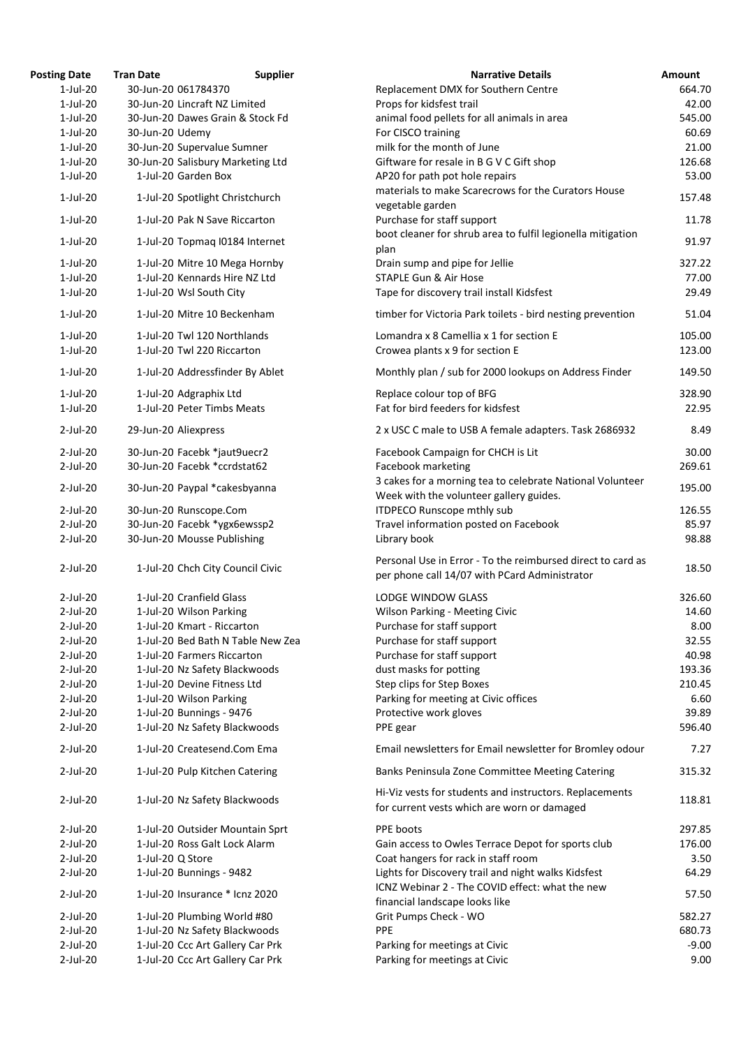| Posting Date | Tran Date | Supplier | Narrative Details | Amount |
|---|---|---|---|---|
| 1-Jul-20 | 30-Jun-20 | 061784370 | Replacement DMX for Southern Centre | 664.70 |
| 1-Jul-20 | 30-Jun-20 | Lincraft NZ Limited | Props for kidsfest trail | 42.00 |
| 1-Jul-20 | 30-Jun-20 | Dawes Grain & Stock Fd | animal food pellets for all animals in area | 545.00 |
| 1-Jul-20 | 30-Jun-20 | Udemy | For CISCO training | 60.69 |
| 1-Jul-20 | 30-Jun-20 | Supervalue Sumner | milk for the month of June | 21.00 |
| 1-Jul-20 | 30-Jun-20 | Salisbury Marketing Ltd | Giftware for resale in B G V C Gift shop | 126.68 |
| 1-Jul-20 | 1-Jul-20 | Garden Box | AP20 for path pot hole repairs | 53.00 |
| 1-Jul-20 | 1-Jul-20 | Spotlight Christchurch | materials to make Scarecrows for the Curators House vegetable garden | 157.48 |
| 1-Jul-20 | 1-Jul-20 | Pak N Save Riccarton | Purchase for staff support | 11.78 |
| 1-Jul-20 | 1-Jul-20 | Topmaq I0184 Internet | boot cleaner for shrub area to fulfil legionella mitigation plan | 91.97 |
| 1-Jul-20 | 1-Jul-20 | Mitre 10 Mega Hornby | Drain sump and pipe for Jellie | 327.22 |
| 1-Jul-20 | 1-Jul-20 | Kennards Hire NZ Ltd | STAPLE Gun & Air Hose | 77.00 |
| 1-Jul-20 | 1-Jul-20 | Wsl South City | Tape for discovery trail install Kidsfest | 29.49 |
| 1-Jul-20 | 1-Jul-20 | Mitre 10 Beckenham | timber for Victoria Park toilets - bird nesting prevention | 51.04 |
| 1-Jul-20 | 1-Jul-20 | Twl 120 Northlands | Lomandra x 8 Camellia x 1 for section E | 105.00 |
| 1-Jul-20 | 1-Jul-20 | Twl 220 Riccarton | Crowea plants x 9 for section E | 123.00 |
| 1-Jul-20 | 1-Jul-20 | Addressfinder By Ablet | Monthly plan / sub for 2000 lookups on Address Finder | 149.50 |
| 1-Jul-20 | 1-Jul-20 | Adgraphix Ltd | Replace colour top of BFG | 328.90 |
| 1-Jul-20 | 1-Jul-20 | Peter Timbs Meats | Fat for bird feeders for kidsfest | 22.95 |
| 2-Jul-20 | 29-Jun-20 | Aliexpress | 2 x USC C male to USB A female adapters. Task 2686932 | 8.49 |
| 2-Jul-20 | 30-Jun-20 | Facebk *jaut9uecr2 | Facebook Campaign for CHCH is Lit | 30.00 |
| 2-Jul-20 | 30-Jun-20 | Facebk *ccrdstat62 | Facebook marketing | 269.61 |
| 2-Jul-20 | 30-Jun-20 | Paypal *cakesbyanna | 3 cakes for a morning tea to celebrate National Volunteer Week with the volunteer gallery guides. | 195.00 |
| 2-Jul-20 | 30-Jun-20 | Runscope.Com | ITDPECO Runscope mthly sub | 126.55 |
| 2-Jul-20 | 30-Jun-20 | Facebk *ygx6ewssp2 | Travel information posted on Facebook | 85.97 |
| 2-Jul-20 | 30-Jun-20 | Mousse Publishing | Library book | 98.88 |
| 2-Jul-20 | 1-Jul-20 | Chch City Council Civic | Personal Use in Error - To the reimbursed direct to card as per phone call 14/07 with PCard Administrator | 18.50 |
| 2-Jul-20 | 1-Jul-20 | Cranfield Glass | LODGE WINDOW GLASS | 326.60 |
| 2-Jul-20 | 1-Jul-20 | Wilson Parking | Wilson Parking - Meeting Civic | 14.60 |
| 2-Jul-20 | 1-Jul-20 | Kmart - Riccarton | Purchase for staff support | 8.00 |
| 2-Jul-20 | 1-Jul-20 | Bed Bath N Table New Zea | Purchase for staff support | 32.55 |
| 2-Jul-20 | 1-Jul-20 | Farmers Riccarton | Purchase for staff support | 40.98 |
| 2-Jul-20 | 1-Jul-20 | Nz Safety Blackwoods | dust masks for potting | 193.36 |
| 2-Jul-20 | 1-Jul-20 | Devine Fitness Ltd | Step clips for Step Boxes | 210.45 |
| 2-Jul-20 | 1-Jul-20 | Wilson Parking | Parking for meeting at Civic offices | 6.60 |
| 2-Jul-20 | 1-Jul-20 | Bunnings - 9476 | Protective work gloves | 39.89 |
| 2-Jul-20 | 1-Jul-20 | Nz Safety Blackwoods | PPE gear | 596.40 |
| 2-Jul-20 | 1-Jul-20 | Createsend.Com Ema | Email newsletters for Email newsletter for Bromley odour | 7.27 |
| 2-Jul-20 | 1-Jul-20 | Pulp Kitchen Catering | Banks Peninsula Zone Committee Meeting Catering | 315.32 |
| 2-Jul-20 | 1-Jul-20 | Nz Safety Blackwoods | Hi-Viz vests for students and instructors. Replacements for current vests which are worn or damaged | 118.81 |
| 2-Jul-20 | 1-Jul-20 | Outsider Mountain Sprt | PPE boots | 297.85 |
| 2-Jul-20 | 1-Jul-20 | Ross Galt Lock Alarm | Gain access to Owles Terrace Depot for sports club | 176.00 |
| 2-Jul-20 | 1-Jul-20 | Q Store | Coat hangers for rack in staff room | 3.50 |
| 2-Jul-20 | 1-Jul-20 | Bunnings - 9482 | Lights for Discovery trail and night walks Kidsfest | 64.29 |
| 2-Jul-20 | 1-Jul-20 | Insurance * Icnz 2020 | ICNZ Webinar 2 - The COVID effect: what the new financial landscape looks like | 57.50 |
| 2-Jul-20 | 1-Jul-20 | Plumbing World #80 | Grit Pumps Check - WO | 582.27 |
| 2-Jul-20 | 1-Jul-20 | Nz Safety Blackwoods | PPE | 680.73 |
| 2-Jul-20 | 1-Jul-20 | Ccc Art Gallery Car Prk | Parking for meetings at Civic | -9.00 |
| 2-Jul-20 | 1-Jul-20 | Ccc Art Gallery Car Prk | Parking for meetings at Civic | 9.00 |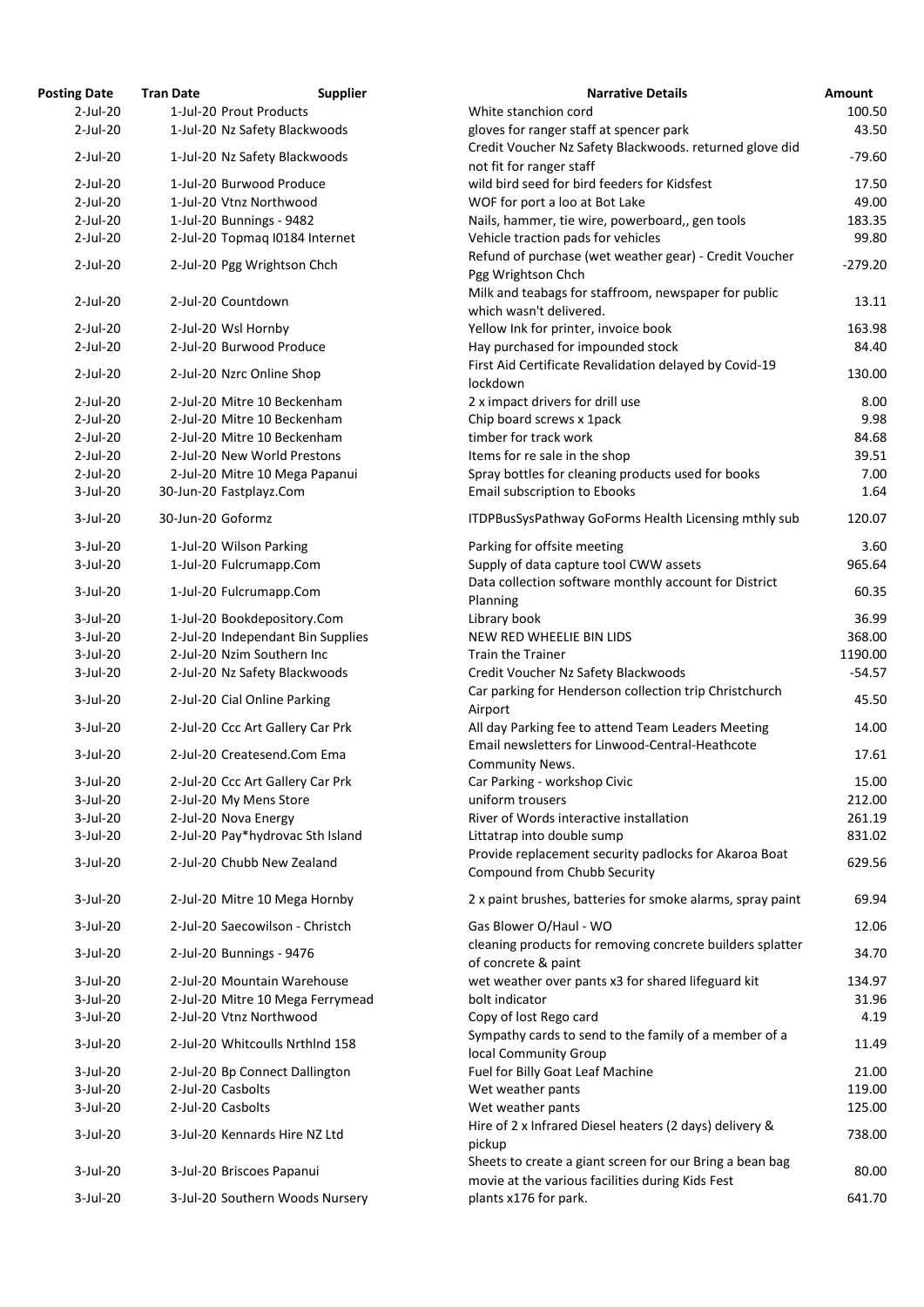| Posting Date | Tran Date | Supplier | Narrative Details | Amount |
|---|---|---|---|---|
| 2-Jul-20 | 1-Jul-20 | Prout Products | White stanchion cord | 100.50 |
| 2-Jul-20 | 1-Jul-20 | Nz Safety Blackwoods | gloves for ranger staff at spencer park | 43.50 |
| 2-Jul-20 | 1-Jul-20 | Nz Safety Blackwoods | Credit Voucher Nz Safety Blackwoods. returned glove did not fit for ranger staff | -79.60 |
| 2-Jul-20 | 1-Jul-20 | Burwood Produce | wild bird seed for bird feeders for Kidsfest | 17.50 |
| 2-Jul-20 | 1-Jul-20 | Vtnz Northwood | WOF for port a loo at Bot Lake | 49.00 |
| 2-Jul-20 | 1-Jul-20 | Bunnings - 9482 | Nails, hammer, tie wire, powerboard,, gen tools | 183.35 |
| 2-Jul-20 | 2-Jul-20 | Topmaq I0184 Internet | Vehicle traction pads for vehicles | 99.80 |
| 2-Jul-20 | 2-Jul-20 | Pgg Wrightson Chch | Refund of purchase (wet weather gear) - Credit Voucher Pgg Wrightson Chch | -279.20 |
| 2-Jul-20 | 2-Jul-20 | Countdown | Milk and teabags for staffroom, newspaper for public which wasn't delivered. | 13.11 |
| 2-Jul-20 | 2-Jul-20 | Wsl Hornby | Yellow Ink for printer, invoice book | 163.98 |
| 2-Jul-20 | 2-Jul-20 | Burwood Produce | Hay purchased for impounded stock | 84.40 |
| 2-Jul-20 | 2-Jul-20 | Nzrc Online Shop | First Aid Certificate Revalidation delayed by Covid-19 lockdown | 130.00 |
| 2-Jul-20 | 2-Jul-20 | Mitre 10 Beckenham | 2 x impact drivers for drill use | 8.00 |
| 2-Jul-20 | 2-Jul-20 | Mitre 10 Beckenham | Chip board screws x 1pack | 9.98 |
| 2-Jul-20 | 2-Jul-20 | Mitre 10 Beckenham | timber for track work | 84.68 |
| 2-Jul-20 | 2-Jul-20 | New World Prestons | Items for re sale in the shop | 39.51 |
| 2-Jul-20 | 2-Jul-20 | Mitre 10 Mega Papanui | Spray bottles for cleaning products used for books | 7.00 |
| 3-Jul-20 | 30-Jun-20 | Fastplayz.Com | Email subscription to Ebooks | 1.64 |
| 3-Jul-20 | 30-Jun-20 | Goformz | ITDPBusSysPathway GoForms Health Licensing mthly sub | 120.07 |
| 3-Jul-20 | 1-Jul-20 | Wilson Parking | Parking for offsite meeting | 3.60 |
| 3-Jul-20 | 1-Jul-20 | Fulcrumapp.Com | Supply of data capture tool CWW assets | 965.64 |
| 3-Jul-20 | 1-Jul-20 | Fulcrumapp.Com | Data collection software monthly account for District Planning | 60.35 |
| 3-Jul-20 | 1-Jul-20 | Bookdepository.Com | Library book | 36.99 |
| 3-Jul-20 | 2-Jul-20 | Independant Bin Supplies | NEW RED WHEELIE BIN LIDS | 368.00 |
| 3-Jul-20 | 2-Jul-20 | Nzim Southern Inc | Train the Trainer | 1190.00 |
| 3-Jul-20 | 2-Jul-20 | Nz Safety Blackwoods | Credit Voucher Nz Safety Blackwoods | -54.57 |
| 3-Jul-20 | 2-Jul-20 | Cial Online Parking | Car parking for Henderson collection trip Christchurch Airport | 45.50 |
| 3-Jul-20 | 2-Jul-20 | Ccc Art Gallery Car Prk | All day Parking fee to attend Team Leaders Meeting | 14.00 |
| 3-Jul-20 | 2-Jul-20 | Createsend.Com Ema | Email newsletters for Linwood-Central-Heathcote Community News. | 17.61 |
| 3-Jul-20 | 2-Jul-20 | Ccc Art Gallery Car Prk | Car Parking - workshop Civic | 15.00 |
| 3-Jul-20 | 2-Jul-20 | My Mens Store | uniform trousers | 212.00 |
| 3-Jul-20 | 2-Jul-20 | Nova Energy | River of Words interactive installation | 261.19 |
| 3-Jul-20 | 2-Jul-20 | Pay*hydrovac Sth Island | Littatrap into double sump | 831.02 |
| 3-Jul-20 | 2-Jul-20 | Chubb New Zealand | Provide replacement security padlocks for Akaroa Boat Compound from Chubb Security | 629.56 |
| 3-Jul-20 | 2-Jul-20 | Mitre 10 Mega Hornby | 2 x paint brushes, batteries for smoke alarms, spray paint | 69.94 |
| 3-Jul-20 | 2-Jul-20 | Saecowilson - Christch | Gas Blower O/Haul - WO | 12.06 |
| 3-Jul-20 | 2-Jul-20 | Bunnings - 9476 | cleaning products for removing concrete builders splatter of concrete & paint | 34.70 |
| 3-Jul-20 | 2-Jul-20 | Mountain Warehouse | wet weather over pants x3 for shared lifeguard kit | 134.97 |
| 3-Jul-20 | 2-Jul-20 | Mitre 10 Mega Ferrymead | bolt indicator | 31.96 |
| 3-Jul-20 | 2-Jul-20 | Vtnz Northwood | Copy of lost Rego card | 4.19 |
| 3-Jul-20 | 2-Jul-20 | Whitcoulls Nrthlnd 158 | Sympathy cards to send to the family of a member of a local Community Group | 11.49 |
| 3-Jul-20 | 2-Jul-20 | Bp Connect Dallington | Fuel for Billy Goat Leaf Machine | 21.00 |
| 3-Jul-20 | 2-Jul-20 | Casbolts | Wet weather pants | 119.00 |
| 3-Jul-20 | 2-Jul-20 | Casbolts | Wet weather pants | 125.00 |
| 3-Jul-20 | 3-Jul-20 | Kennards Hire NZ Ltd | Hire of 2 x Infrared Diesel heaters (2 days) delivery & pickup | 738.00 |
| 3-Jul-20 | 3-Jul-20 | Briscoes Papanui | Sheets to create a giant screen for our Bring a bean bag movie at the various facilities during Kids Fest | 80.00 |
| 3-Jul-20 | 3-Jul-20 | Southern Woods Nursery | plants x176 for park. | 641.70 |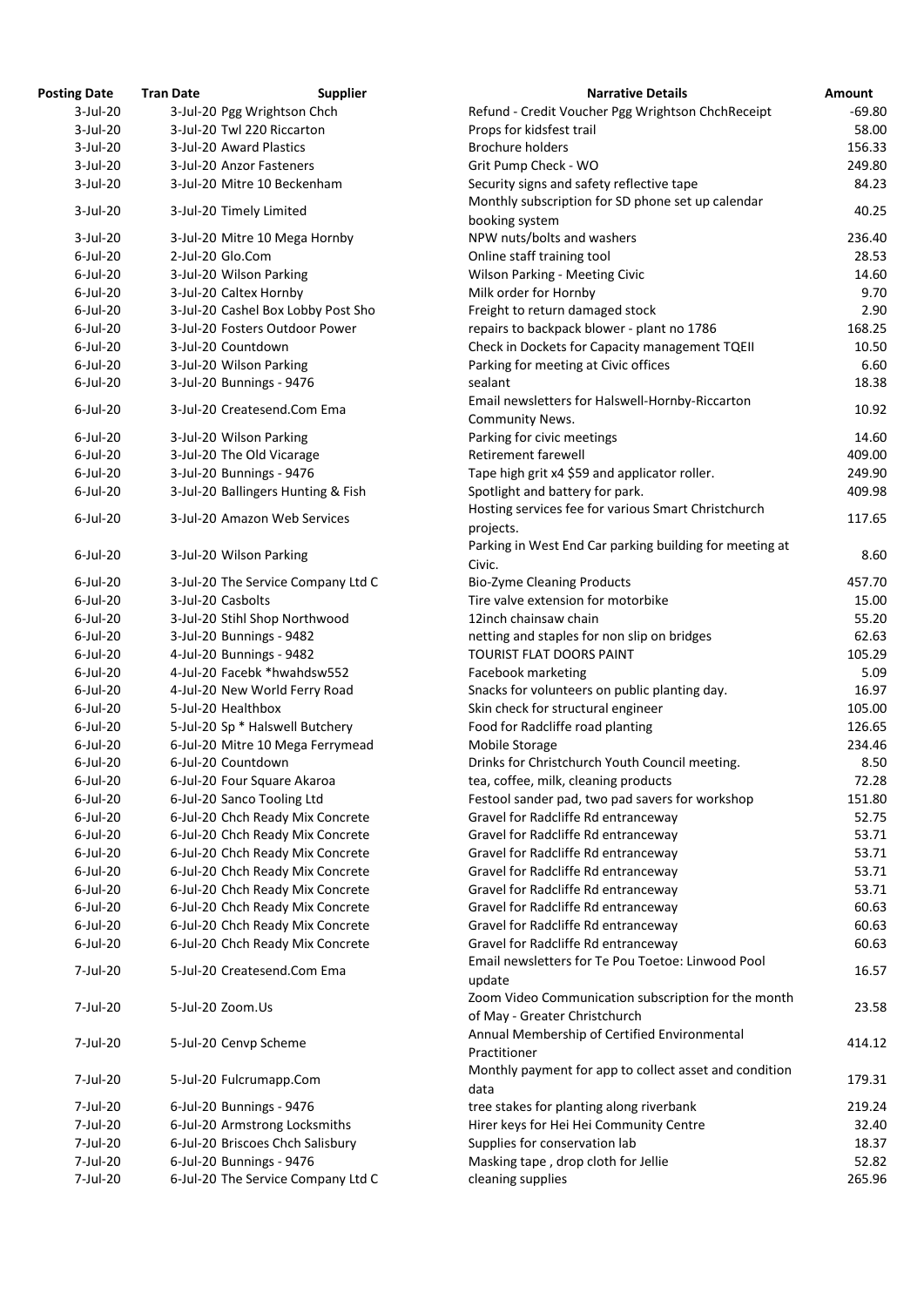| Posting Date | Tran Date | Supplier | Narrative Details | Amount |
|---|---|---|---|---|
| 3-Jul-20 | 3-Jul-20 | Pgg Wrightson Chch | Refund - Credit Voucher Pgg Wrightson ChchReceipt | -69.80 |
| 3-Jul-20 | 3-Jul-20 | Twl 220 Riccarton | Props for kidsfest trail | 58.00 |
| 3-Jul-20 | 3-Jul-20 | Award Plastics | Brochure holders | 156.33 |
| 3-Jul-20 | 3-Jul-20 | Anzor Fasteners | Grit Pump Check - WO | 249.80 |
| 3-Jul-20 | 3-Jul-20 | Mitre 10 Beckenham | Security signs and safety reflective tape | 84.23 |
| 3-Jul-20 | 3-Jul-20 | Timely Limited | Monthly subscription for SD phone set up calendar booking system | 40.25 |
| 3-Jul-20 | 3-Jul-20 | Mitre 10 Mega Hornby | NPW nuts/bolts and washers | 236.40 |
| 6-Jul-20 | 2-Jul-20 | Glo.Com | Online staff training tool | 28.53 |
| 6-Jul-20 | 3-Jul-20 | Wilson Parking | Wilson Parking - Meeting Civic | 14.60 |
| 6-Jul-20 | 3-Jul-20 | Caltex Hornby | Milk order for Hornby | 9.70 |
| 6-Jul-20 | 3-Jul-20 | Cashel Box Lobby Post Sho | Freight to return damaged stock | 2.90 |
| 6-Jul-20 | 3-Jul-20 | Fosters Outdoor Power | repairs to backpack blower - plant no 1786 | 168.25 |
| 6-Jul-20 | 3-Jul-20 | Countdown | Check in Dockets for Capacity management TQEII | 10.50 |
| 6-Jul-20 | 3-Jul-20 | Wilson Parking | Parking for meeting at Civic offices | 6.60 |
| 6-Jul-20 | 3-Jul-20 | Bunnings - 9476 | sealant | 18.38 |
| 6-Jul-20 | 3-Jul-20 | Createsend.Com Ema | Email newsletters for Halswell-Hornby-Riccarton Community News. | 10.92 |
| 6-Jul-20 | 3-Jul-20 | Wilson Parking | Parking for civic meetings | 14.60 |
| 6-Jul-20 | 3-Jul-20 | The Old Vicarage | Retirement farewell | 409.00 |
| 6-Jul-20 | 3-Jul-20 | Bunnings - 9476 | Tape high grit x4 $59 and applicator roller. | 249.90 |
| 6-Jul-20 | 3-Jul-20 | Ballingers Hunting & Fish | Spotlight and battery for park. | 409.98 |
| 6-Jul-20 | 3-Jul-20 | Amazon Web Services | Hosting services fee for various Smart Christchurch projects. | 117.65 |
| 6-Jul-20 | 3-Jul-20 | Wilson Parking | Parking in West End Car parking building for meeting at Civic. | 8.60 |
| 6-Jul-20 | 3-Jul-20 | The Service Company Ltd C | Bio-Zyme Cleaning Products | 457.70 |
| 6-Jul-20 | 3-Jul-20 | Casbolts | Tire valve extension for motorbike | 15.00 |
| 6-Jul-20 | 3-Jul-20 | Stihl Shop Northwood | 12inch chainsaw chain | 55.20 |
| 6-Jul-20 | 3-Jul-20 | Bunnings - 9482 | netting and staples for non slip on bridges | 62.63 |
| 6-Jul-20 | 4-Jul-20 | Bunnings - 9482 | TOURIST FLAT DOORS PAINT | 105.29 |
| 6-Jul-20 | 4-Jul-20 | Facebk *hwahdsw552 | Facebook marketing | 5.09 |
| 6-Jul-20 | 4-Jul-20 | New World Ferry Road | Snacks for volunteers on public planting day. | 16.97 |
| 6-Jul-20 | 5-Jul-20 | Healthbox | Skin check for structural engineer | 105.00 |
| 6-Jul-20 | 5-Jul-20 | Sp * Halswell Butchery | Food for Radcliffe road planting | 126.65 |
| 6-Jul-20 | 6-Jul-20 | Mitre 10 Mega Ferrymead | Mobile Storage | 234.46 |
| 6-Jul-20 | 6-Jul-20 | Countdown | Drinks for Christchurch Youth Council meeting. | 8.50 |
| 6-Jul-20 | 6-Jul-20 | Four Square Akaroa | tea, coffee, milk, cleaning products | 72.28 |
| 6-Jul-20 | 6-Jul-20 | Sanco Tooling Ltd | Festool sander pad, two pad savers for workshop | 151.80 |
| 6-Jul-20 | 6-Jul-20 | Chch Ready Mix Concrete | Gravel for Radcliffe Rd entranceway | 52.75 |
| 6-Jul-20 | 6-Jul-20 | Chch Ready Mix Concrete | Gravel for Radcliffe Rd entranceway | 53.71 |
| 6-Jul-20 | 6-Jul-20 | Chch Ready Mix Concrete | Gravel for Radcliffe Rd entranceway | 53.71 |
| 6-Jul-20 | 6-Jul-20 | Chch Ready Mix Concrete | Gravel for Radcliffe Rd entranceway | 53.71 |
| 6-Jul-20 | 6-Jul-20 | Chch Ready Mix Concrete | Gravel for Radcliffe Rd entranceway | 53.71 |
| 6-Jul-20 | 6-Jul-20 | Chch Ready Mix Concrete | Gravel for Radcliffe Rd entranceway | 60.63 |
| 6-Jul-20 | 6-Jul-20 | Chch Ready Mix Concrete | Gravel for Radcliffe Rd entranceway | 60.63 |
| 6-Jul-20 | 6-Jul-20 | Chch Ready Mix Concrete | Gravel for Radcliffe Rd entranceway | 60.63 |
| 7-Jul-20 | 5-Jul-20 | Createsend.Com Ema | Email newsletters for Te Pou Toetoe: Linwood Pool update | 16.57 |
| 7-Jul-20 | 5-Jul-20 | Zoom.Us | Zoom Video Communication subscription for the month of May - Greater Christchurch | 23.58 |
| 7-Jul-20 | 5-Jul-20 | Cenvp Scheme | Annual Membership of Certified Environmental Practitioner | 414.12 |
| 7-Jul-20 | 5-Jul-20 | Fulcrumapp.Com | Monthly payment for app to collect asset and condition data | 179.31 |
| 7-Jul-20 | 6-Jul-20 | Bunnings - 9476 | tree stakes for planting along riverbank | 219.24 |
| 7-Jul-20 | 6-Jul-20 | Armstrong Locksmiths | Hirer keys for Hei Hei Community Centre | 32.40 |
| 7-Jul-20 | 6-Jul-20 | Briscoes Chch Salisbury | Supplies for conservation lab | 18.37 |
| 7-Jul-20 | 6-Jul-20 | Bunnings - 9476 | Masking tape , drop cloth for Jellie | 52.82 |
| 7-Jul-20 | 6-Jul-20 | The Service Company Ltd C | cleaning supplies | 265.96 |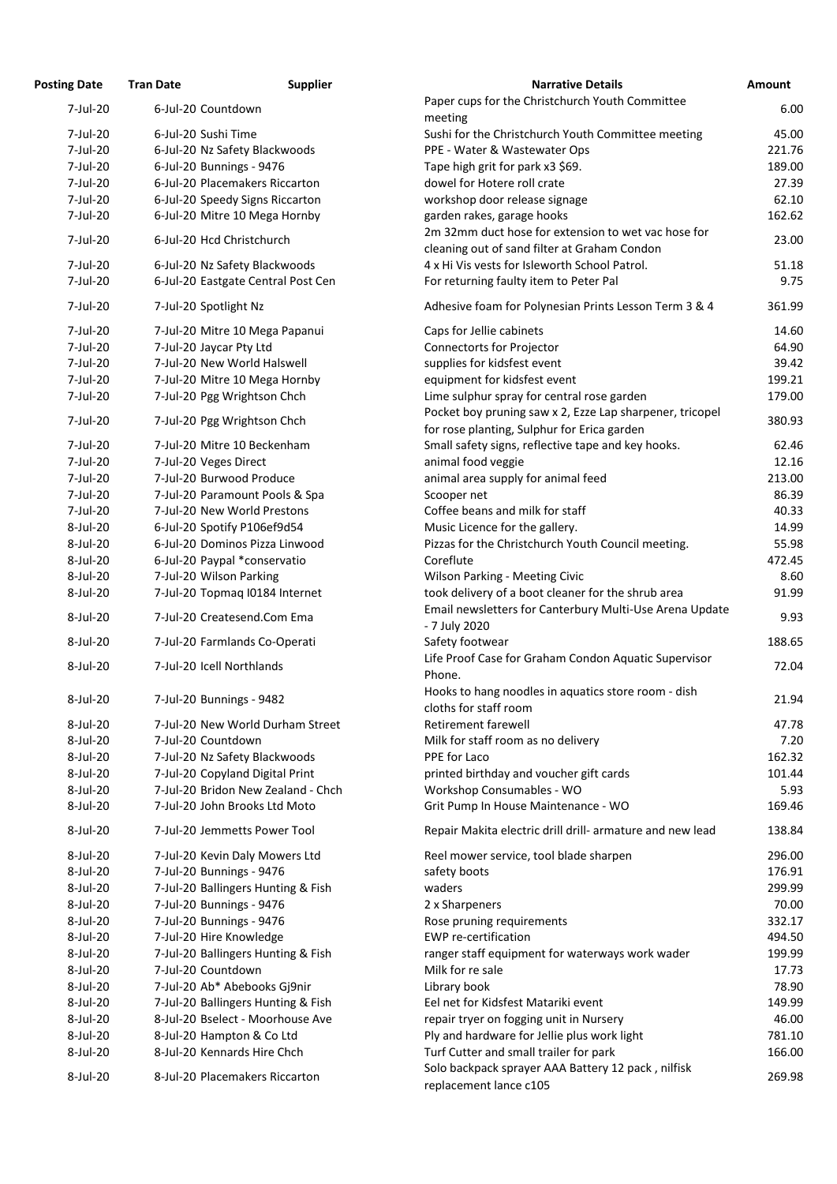| Posting Date | Tran Date | Supplier | Narrative Details | Amount |
|---|---|---|---|---|
| 7-Jul-20 | 6-Jul-20 | Countdown | Paper cups for the Christchurch Youth Committee meeting | 6.00 |
| 7-Jul-20 | 6-Jul-20 | Sushi Time | Sushi for the Christchurch Youth Committee meeting | 45.00 |
| 7-Jul-20 | 6-Jul-20 | Nz Safety Blackwoods | PPE - Water & Wastewater Ops | 221.76 |
| 7-Jul-20 | 6-Jul-20 | Bunnings - 9476 | Tape high grit for park x3 $69. | 189.00 |
| 7-Jul-20 | 6-Jul-20 | Placemakers Riccarton | dowel for Hotere roll crate | 27.39 |
| 7-Jul-20 | 6-Jul-20 | Speedy Signs Riccarton | workshop door release signage | 62.10 |
| 7-Jul-20 | 6-Jul-20 | Mitre 10 Mega Hornby | garden rakes, garage hooks | 162.62 |
| 7-Jul-20 | 6-Jul-20 | Hcd Christchurch | 2m 32mm duct hose for extension to wet vac hose for cleaning out of sand filter at Graham Condon | 23.00 |
| 7-Jul-20 | 6-Jul-20 | Nz Safety Blackwoods | 4 x Hi Vis vests for Isleworth School Patrol. | 51.18 |
| 7-Jul-20 | 6-Jul-20 | Eastgate Central Post Cen | For returning faulty item to Peter Pal | 9.75 |
| 7-Jul-20 | 7-Jul-20 | Spotlight Nz | Adhesive foam for Polynesian Prints Lesson Term 3 & 4 | 361.99 |
| 7-Jul-20 | 7-Jul-20 | Mitre 10 Mega Papanui | Caps for Jellie cabinets | 14.60 |
| 7-Jul-20 | 7-Jul-20 | Jaycar Pty Ltd | Connectorts for Projector | 64.90 |
| 7-Jul-20 | 7-Jul-20 | New World Halswell | supplies for kidsfest event | 39.42 |
| 7-Jul-20 | 7-Jul-20 | Mitre 10 Mega Hornby | equipment for kidsfest event | 199.21 |
| 7-Jul-20 | 7-Jul-20 | Pgg Wrightson Chch | Lime sulphur spray for central rose garden | 179.00 |
| 7-Jul-20 | 7-Jul-20 | Pgg Wrightson Chch | Pocket boy pruning saw x 2, Ezze Lap sharpener, tricopel for rose planting, Sulphur for Erica garden | 380.93 |
| 7-Jul-20 | 7-Jul-20 | Mitre 10 Beckenham | Small safety signs, reflective tape and key hooks. | 62.46 |
| 7-Jul-20 | 7-Jul-20 | Veges Direct | animal food veggie | 12.16 |
| 7-Jul-20 | 7-Jul-20 | Burwood Produce | animal area supply for animal feed | 213.00 |
| 7-Jul-20 | 7-Jul-20 | Paramount Pools & Spa | Scooper net | 86.39 |
| 7-Jul-20 | 7-Jul-20 | New World Prestons | Coffee beans and milk for staff | 40.33 |
| 8-Jul-20 | 6-Jul-20 | Spotify P106ef9d54 | Music Licence for the gallery. | 14.99 |
| 8-Jul-20 | 6-Jul-20 | Dominos Pizza Linwood | Pizzas for the Christchurch Youth Council meeting. | 55.98 |
| 8-Jul-20 | 6-Jul-20 | Paypal *conservatio | Coreflute | 472.45 |
| 8-Jul-20 | 7-Jul-20 | Wilson Parking | Wilson Parking - Meeting Civic | 8.60 |
| 8-Jul-20 | 7-Jul-20 | Topmaq I0184 Internet | took delivery of a boot cleaner for the shrub area | 91.99 |
| 8-Jul-20 | 7-Jul-20 | Createsend.Com Ema | Email newsletters for Canterbury Multi-Use Arena Update - 7 July 2020 | 9.93 |
| 8-Jul-20 | 7-Jul-20 | Farmlands Co-Operati | Safety footwear | 188.65 |
| 8-Jul-20 | 7-Jul-20 | Icell Northlands | Life Proof Case for Graham Condon Aquatic Supervisor Phone. | 72.04 |
| 8-Jul-20 | 7-Jul-20 | Bunnings - 9482 | Hooks to hang noodles in aquatics store room - dish cloths for staff room | 21.94 |
| 8-Jul-20 | 7-Jul-20 | New World Durham Street | Retirement farewell | 47.78 |
| 8-Jul-20 | 7-Jul-20 | Countdown | Milk for staff room as no delivery | 7.20 |
| 8-Jul-20 | 7-Jul-20 | Nz Safety Blackwoods | PPE for Laco | 162.32 |
| 8-Jul-20 | 7-Jul-20 | Copyland Digital Print | printed birthday and voucher gift cards | 101.44 |
| 8-Jul-20 | 7-Jul-20 | Bridon New Zealand - Chch | Workshop Consumables - WO | 5.93 |
| 8-Jul-20 | 7-Jul-20 | John Brooks Ltd Moto | Grit Pump In House Maintenance - WO | 169.46 |
| 8-Jul-20 | 7-Jul-20 | Jemmetts Power Tool | Repair Makita electric drill drill- armature and new lead | 138.84 |
| 8-Jul-20 | 7-Jul-20 | Kevin Daly Mowers Ltd | Reel mower service, tool blade sharpen | 296.00 |
| 8-Jul-20 | 7-Jul-20 | Bunnings - 9476 | safety boots | 176.91 |
| 8-Jul-20 | 7-Jul-20 | Ballingers Hunting & Fish | waders | 299.99 |
| 8-Jul-20 | 7-Jul-20 | Bunnings - 9476 | 2 x Sharpeners | 70.00 |
| 8-Jul-20 | 7-Jul-20 | Bunnings - 9476 | Rose pruning requirements | 332.17 |
| 8-Jul-20 | 7-Jul-20 | Hire Knowledge | EWP re-certification | 494.50 |
| 8-Jul-20 | 7-Jul-20 | Ballingers Hunting & Fish | ranger staff equipment for waterways work wader | 199.99 |
| 8-Jul-20 | 7-Jul-20 | Countdown | Milk for re sale | 17.73 |
| 8-Jul-20 | 7-Jul-20 | Ab* Abebooks Gj9nir | Library book | 78.90 |
| 8-Jul-20 | 7-Jul-20 | Ballingers Hunting & Fish | Eel net for Kidsfest Matariki event | 149.99 |
| 8-Jul-20 | 8-Jul-20 | Bselect - Moorhouse Ave | repair tryer on fogging unit in Nursery | 46.00 |
| 8-Jul-20 | 8-Jul-20 | Hampton & Co Ltd | Ply and hardware for Jellie plus work light | 781.10 |
| 8-Jul-20 | 8-Jul-20 | Kennards Hire Chch | Turf Cutter and small trailer for park | 166.00 |
| 8-Jul-20 | 8-Jul-20 | Placemakers Riccarton | Solo backpack sprayer AAA Battery 12 pack , nilfisk replacement lance c105 | 269.98 |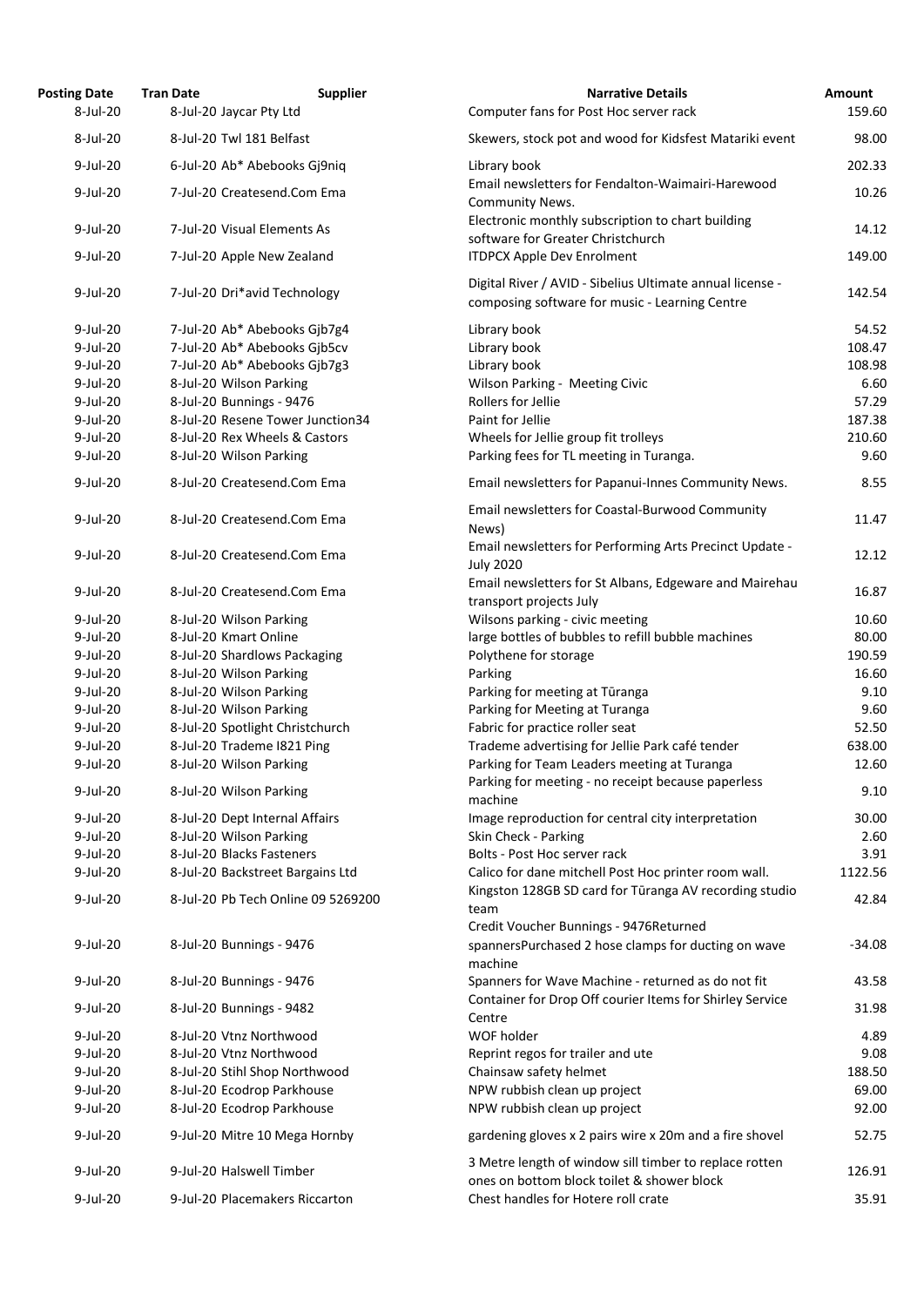| Posting Date | Tran Date | Supplier | Narrative Details | Amount |
|---|---|---|---|---|
| 8-Jul-20 | 8-Jul-20 | Jaycar Pty Ltd | Computer fans for Post Hoc server rack | 159.60 |
| 8-Jul-20 | 8-Jul-20 | Twl 181 Belfast | Skewers, stock pot and wood for Kidsfest Matariki event | 98.00 |
| 9-Jul-20 | 6-Jul-20 | Ab* Abebooks Gj9niq | Library book | 202.33 |
| 9-Jul-20 | 7-Jul-20 | Createsend.Com Ema | Email newsletters for Fendalton-Waimairi-Harewood Community News. | 10.26 |
| 9-Jul-20 | 7-Jul-20 | Visual Elements As | Electronic monthly subscription to chart building software for Greater Christchurch | 14.12 |
| 9-Jul-20 | 7-Jul-20 | Apple New Zealand | ITDPCX Apple Dev Enrolment | 149.00 |
| 9-Jul-20 | 7-Jul-20 | Dri*avid Technology | Digital River / AVID - Sibelius Ultimate annual license - composing software for music - Learning Centre | 142.54 |
| 9-Jul-20 | 7-Jul-20 | Ab* Abebooks Gjb7g4 | Library book | 54.52 |
| 9-Jul-20 | 7-Jul-20 | Ab* Abebooks Gjb5cv | Library book | 108.47 |
| 9-Jul-20 | 7-Jul-20 | Ab* Abebooks Gjb7g3 | Library book | 108.98 |
| 9-Jul-20 | 8-Jul-20 | Wilson Parking | Wilson Parking - Meeting Civic | 6.60 |
| 9-Jul-20 | 8-Jul-20 | Bunnings - 9476 | Rollers for Jellie | 57.29 |
| 9-Jul-20 | 8-Jul-20 | Resene Tower Junction34 | Paint for Jellie | 187.38 |
| 9-Jul-20 | 8-Jul-20 | Rex Wheels & Castors | Wheels for Jellie group fit trolleys | 210.60 |
| 9-Jul-20 | 8-Jul-20 | Wilson Parking | Parking fees for TL meeting in Turanga. | 9.60 |
| 9-Jul-20 | 8-Jul-20 | Createsend.Com Ema | Email newsletters for Papanui-Innes Community News. | 8.55 |
| 9-Jul-20 | 8-Jul-20 | Createsend.Com Ema | Email newsletters for Coastal-Burwood Community News) | 11.47 |
| 9-Jul-20 | 8-Jul-20 | Createsend.Com Ema | Email newsletters for Performing Arts Precinct Update - July 2020 | 12.12 |
| 9-Jul-20 | 8-Jul-20 | Createsend.Com Ema | Email newsletters for St Albans, Edgeware and Mairehau transport projects July | 16.87 |
| 9-Jul-20 | 8-Jul-20 | Wilson Parking | Wilsons parking - civic meeting | 10.60 |
| 9-Jul-20 | 8-Jul-20 | Kmart Online | large bottles of bubbles to refill bubble machines | 80.00 |
| 9-Jul-20 | 8-Jul-20 | Shardlows Packaging | Polythene for storage | 190.59 |
| 9-Jul-20 | 8-Jul-20 | Wilson Parking | Parking | 16.60 |
| 9-Jul-20 | 8-Jul-20 | Wilson Parking | Parking for meeting at Tūranga | 9.10 |
| 9-Jul-20 | 8-Jul-20 | Wilson Parking | Parking for Meeting at Turanga | 9.60 |
| 9-Jul-20 | 8-Jul-20 | Spotlight Christchurch | Fabric for practice roller seat | 52.50 |
| 9-Jul-20 | 8-Jul-20 | Trademe I821 Ping | Trademe advertising for Jellie Park café tender | 638.00 |
| 9-Jul-20 | 8-Jul-20 | Wilson Parking | Parking for Team Leaders meeting at Turanga | 12.60 |
| 9-Jul-20 | 8-Jul-20 | Wilson Parking | Parking for meeting - no receipt because paperless machine | 9.10 |
| 9-Jul-20 | 8-Jul-20 | Dept Internal Affairs | Image reproduction for central city interpretation | 30.00 |
| 9-Jul-20 | 8-Jul-20 | Wilson Parking | Skin Check - Parking | 2.60 |
| 9-Jul-20 | 8-Jul-20 | Blacks Fasteners | Bolts - Post Hoc server rack | 3.91 |
| 9-Jul-20 | 8-Jul-20 | Backstreet Bargains Ltd | Calico for dane mitchell Post Hoc printer room wall. | 1122.56 |
| 9-Jul-20 | 8-Jul-20 | Pb Tech Online 09 5269200 | Kingston 128GB SD card for Tūranga AV recording studio team | 42.84 |
| 9-Jul-20 | 8-Jul-20 | Bunnings - 9476 | Credit Voucher Bunnings - 9476Returned spannersPurchased 2 hose clamps for ducting on wave machine | -34.08 |
| 9-Jul-20 | 8-Jul-20 | Bunnings - 9476 | Spanners for Wave Machine - returned as do not fit | 43.58 |
| 9-Jul-20 | 8-Jul-20 | Bunnings - 9482 | Container for Drop Off courier Items for Shirley Service Centre | 31.98 |
| 9-Jul-20 | 8-Jul-20 | Vtnz Northwood | WOF holder | 4.89 |
| 9-Jul-20 | 8-Jul-20 | Vtnz Northwood | Reprint regos for trailer and ute | 9.08 |
| 9-Jul-20 | 8-Jul-20 | Stihl Shop Northwood | Chainsaw safety helmet | 188.50 |
| 9-Jul-20 | 8-Jul-20 | Ecodrop Parkhouse | NPW rubbish clean up project | 69.00 |
| 9-Jul-20 | 8-Jul-20 | Ecodrop Parkhouse | NPW rubbish clean up project | 92.00 |
| 9-Jul-20 | 9-Jul-20 | Mitre 10 Mega Hornby | gardening gloves x 2 pairs wire x 20m and a fire shovel | 52.75 |
| 9-Jul-20 | 9-Jul-20 | Halswell Timber | 3 Metre length of window sill timber to replace rotten ones on bottom block toilet & shower block | 126.91 |
| 9-Jul-20 | 9-Jul-20 | Placemakers Riccarton | Chest handles for Hotere roll crate | 35.91 |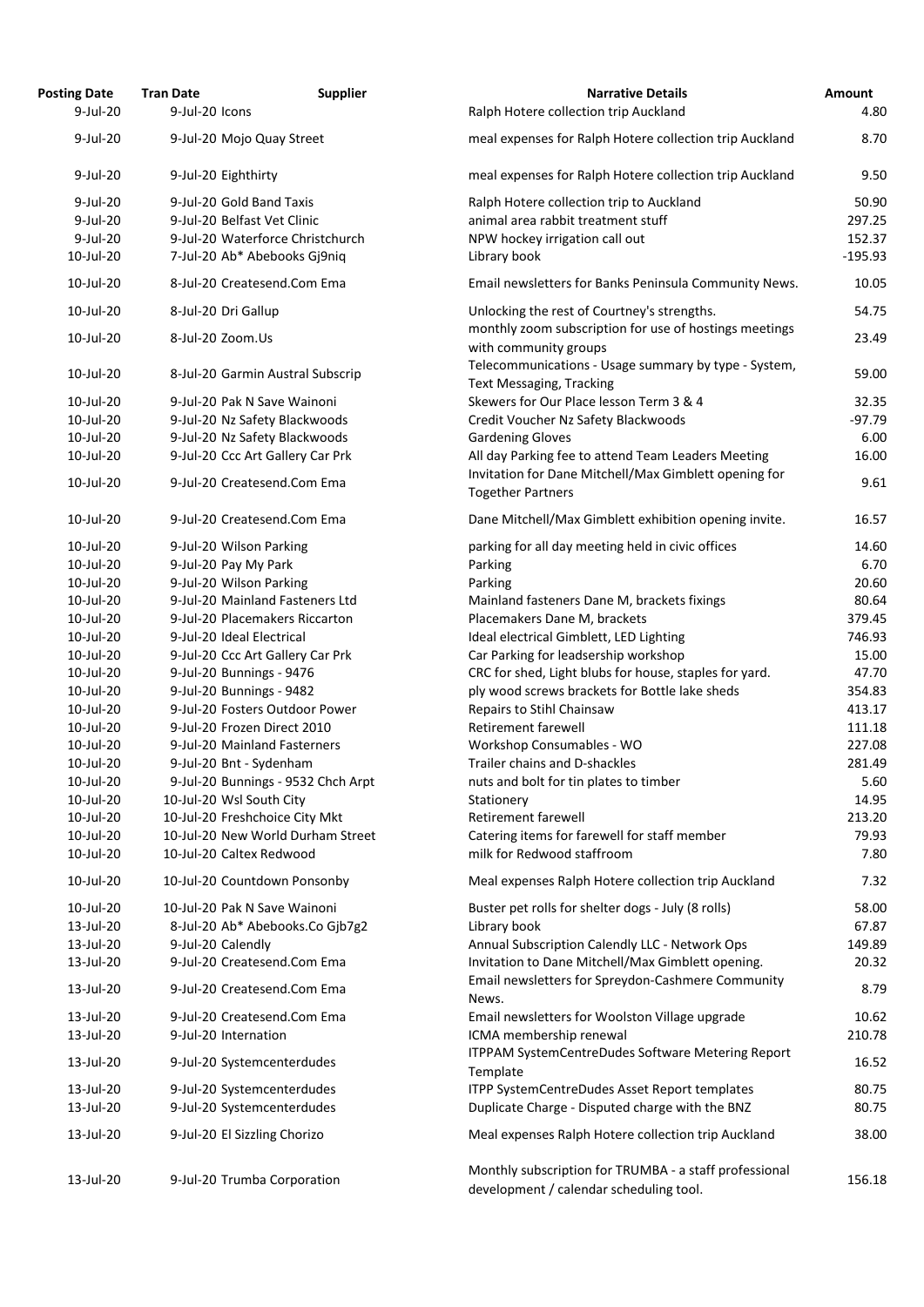| Posting Date | Tran Date | Supplier | Narrative Details | Amount |
|---|---|---|---|---|
| 9-Jul-20 | 9-Jul-20 | Icons | Ralph Hotere collection trip Auckland | 4.80 |
| 9-Jul-20 | 9-Jul-20 | Mojo Quay Street | meal expenses for Ralph Hotere collection trip Auckland | 8.70 |
| 9-Jul-20 | 9-Jul-20 | Eighthirty | meal expenses for Ralph Hotere collection trip Auckland | 9.50 |
| 9-Jul-20 | 9-Jul-20 | Gold Band Taxis | Ralph Hotere collection trip to Auckland | 50.90 |
| 9-Jul-20 | 9-Jul-20 | Belfast Vet Clinic | animal area rabbit treatment stuff | 297.25 |
| 9-Jul-20 | 9-Jul-20 | Waterforce Christchurch | NPW hockey irrigation call out | 152.37 |
| 10-Jul-20 | 7-Jul-20 | Ab* Abebooks Gj9niq | Library book | -195.93 |
| 10-Jul-20 | 8-Jul-20 | Createsend.Com Ema | Email newsletters for Banks Peninsula Community News. | 10.05 |
| 10-Jul-20 | 8-Jul-20 | Dri Gallup | Unlocking the rest of Courtney's strengths. | 54.75 |
| 10-Jul-20 | 8-Jul-20 | Zoom.Us | monthly zoom subscription for use of hostings meetings with community groups | 23.49 |
| 10-Jul-20 | 8-Jul-20 | Garmin Austral Subscrip | Telecommunications - Usage summary by type - System, Text Messaging, Tracking | 59.00 |
| 10-Jul-20 | 9-Jul-20 | Pak N Save Wainoni | Skewers for Our Place lesson Term 3 & 4 | 32.35 |
| 10-Jul-20 | 9-Jul-20 | Nz Safety Blackwoods | Credit Voucher Nz Safety Blackwoods | -97.79 |
| 10-Jul-20 | 9-Jul-20 | Nz Safety Blackwoods | Gardening Gloves | 6.00 |
| 10-Jul-20 | 9-Jul-20 | Ccc Art Gallery Car Prk | All day Parking fee to attend Team Leaders Meeting | 16.00 |
| 10-Jul-20 | 9-Jul-20 | Createsend.Com Ema | Invitation for Dane Mitchell/Max Gimblett opening for Together Partners | 9.61 |
| 10-Jul-20 | 9-Jul-20 | Createsend.Com Ema | Dane Mitchell/Max Gimblett exhibition opening invite. | 16.57 |
| 10-Jul-20 | 9-Jul-20 | Wilson Parking | parking for all day meeting held in civic offices | 14.60 |
| 10-Jul-20 | 9-Jul-20 | Pay My Park | Parking | 6.70 |
| 10-Jul-20 | 9-Jul-20 | Wilson Parking | Parking | 20.60 |
| 10-Jul-20 | 9-Jul-20 | Mainland Fasteners Ltd | Mainland fasteners Dane M, brackets fixings | 80.64 |
| 10-Jul-20 | 9-Jul-20 | Placemakers Riccarton | Placemakers Dane M, brackets | 379.45 |
| 10-Jul-20 | 9-Jul-20 | Ideal Electrical | Ideal electrical Gimblett, LED Lighting | 746.93 |
| 10-Jul-20 | 9-Jul-20 | Ccc Art Gallery Car Prk | Car Parking for leadsership workshop | 15.00 |
| 10-Jul-20 | 9-Jul-20 | Bunnings - 9476 | CRC for shed, Light blubs for house, staples for yard. | 47.70 |
| 10-Jul-20 | 9-Jul-20 | Bunnings - 9482 | ply wood screws brackets for Bottle lake sheds | 354.83 |
| 10-Jul-20 | 9-Jul-20 | Fosters Outdoor Power | Repairs to Stihl Chainsaw | 413.17 |
| 10-Jul-20 | 9-Jul-20 | Frozen Direct 2010 | Retirement farewell | 111.18 |
| 10-Jul-20 | 9-Jul-20 | Mainland Fasterners | Workshop Consumables - WO | 227.08 |
| 10-Jul-20 | 9-Jul-20 | Bnt - Sydenham | Trailer chains and D-shackles | 281.49 |
| 10-Jul-20 | 9-Jul-20 | Bunnings - 9532 Chch Arpt | nuts and bolt for tin plates to timber | 5.60 |
| 10-Jul-20 | 10-Jul-20 | Wsl South City | Stationery | 14.95 |
| 10-Jul-20 | 10-Jul-20 | Freshchoice City Mkt | Retirement farewell | 213.20 |
| 10-Jul-20 | 10-Jul-20 | New World Durham Street | Catering items for farewell for staff member | 79.93 |
| 10-Jul-20 | 10-Jul-20 | Caltex Redwood | milk for Redwood staffroom | 7.80 |
| 10-Jul-20 | 10-Jul-20 | Countdown Ponsonby | Meal expenses Ralph Hotere collection trip Auckland | 7.32 |
| 10-Jul-20 | 10-Jul-20 | Pak N Save Wainoni | Buster pet rolls for shelter dogs - July (8 rolls) | 58.00 |
| 13-Jul-20 | 8-Jul-20 | Ab* Abebooks.Co Gjb7g2 | Library book | 67.87 |
| 13-Jul-20 | 9-Jul-20 | Calendly | Annual Subscription Calendly LLC - Network Ops | 149.89 |
| 13-Jul-20 | 9-Jul-20 | Createsend.Com Ema | Invitation to Dane Mitchell/Max Gimblett opening. | 20.32 |
| 13-Jul-20 | 9-Jul-20 | Createsend.Com Ema | Email newsletters for Spreydon-Cashmere Community News. | 8.79 |
| 13-Jul-20 | 9-Jul-20 | Createsend.Com Ema | Email newsletters for Woolston Village upgrade | 10.62 |
| 13-Jul-20 | 9-Jul-20 | Internation | ICMA membership renewal | 210.78 |
| 13-Jul-20 | 9-Jul-20 | Systemcenterdudes | ITPPAM SystemCentreDudes Software Metering Report Template | 16.52 |
| 13-Jul-20 | 9-Jul-20 | Systemcenterdudes | ITPP SystemCentreDudes Asset Report templates | 80.75 |
| 13-Jul-20 | 9-Jul-20 | Systemcenterdudes | Duplicate Charge - Disputed charge with the BNZ | 80.75 |
| 13-Jul-20 | 9-Jul-20 | El Sizzling Chorizo | Meal expenses Ralph Hotere collection trip Auckland | 38.00 |
| 13-Jul-20 | 9-Jul-20 | Trumba Corporation | Monthly subscription for TRUMBA - a staff professional development / calendar scheduling tool. | 156.18 |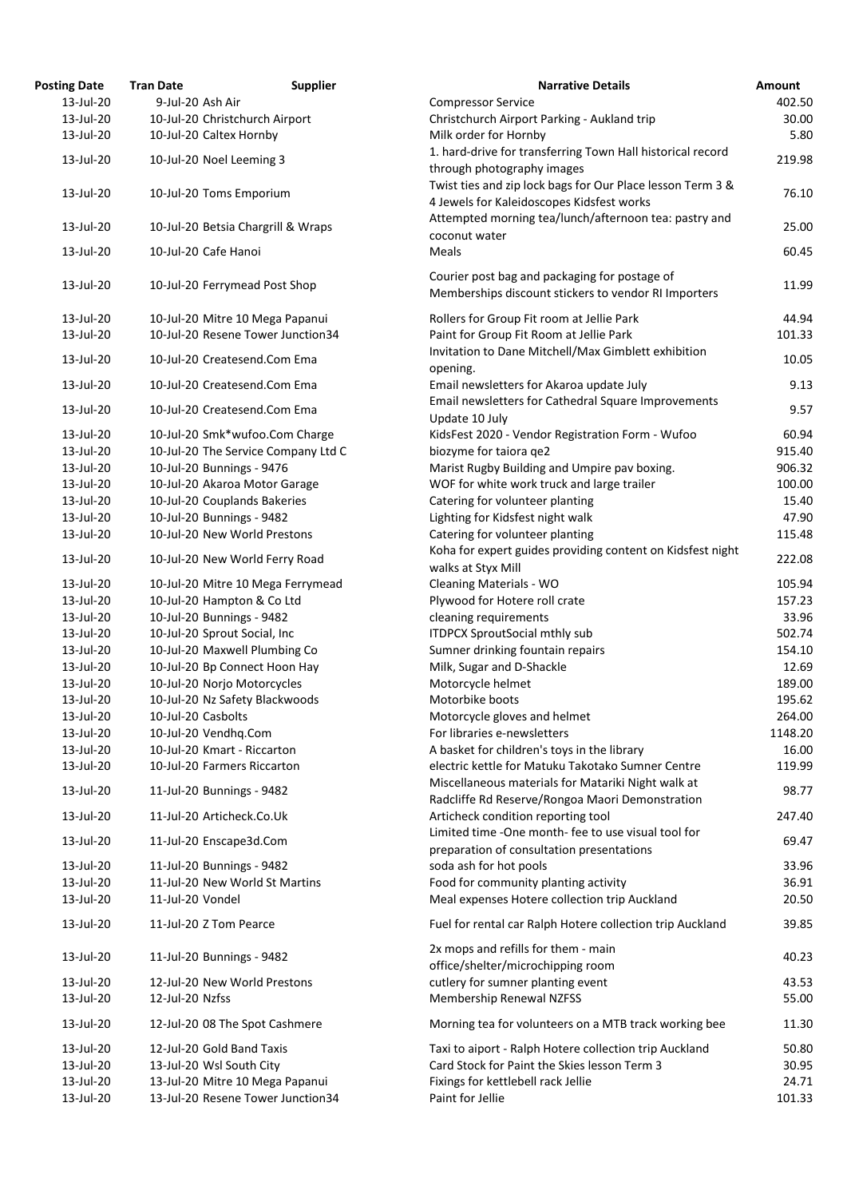| Posting Date | Tran Date | Supplier | Narrative Details | Amount |
|---|---|---|---|---|
| 13-Jul-20 | 9-Jul-20 | Ash Air | Compressor Service | 402.50 |
| 13-Jul-20 | 10-Jul-20 | Christchurch Airport | Christchurch Airport Parking - Aukland trip | 30.00 |
| 13-Jul-20 | 10-Jul-20 | Caltex Hornby | Milk order for Hornby | 5.80 |
| 13-Jul-20 | 10-Jul-20 | Noel Leeming 3 | 1. hard-drive for transferring Town Hall historical record through photography images | 219.98 |
| 13-Jul-20 | 10-Jul-20 | Toms Emporium | Twist ties and zip lock bags for Our Place lesson Term 3 & 4 Jewels for Kaleidoscopes Kidsfest works | 76.10 |
| 13-Jul-20 | 10-Jul-20 | Betsia Chargrill & Wraps | Attempted morning tea/lunch/afternoon tea: pastry and coconut water | 25.00 |
| 13-Jul-20 | 10-Jul-20 | Cafe Hanoi | Meals | 60.45 |
| 13-Jul-20 | 10-Jul-20 | Ferrymead Post Shop | Courier post bag and packaging for postage of Memberships discount stickers to vendor RI Importers | 11.99 |
| 13-Jul-20 | 10-Jul-20 | Mitre 10 Mega Papanui | Rollers for Group Fit room at Jellie Park | 44.94 |
| 13-Jul-20 | 10-Jul-20 | Resene Tower Junction34 | Paint for Group Fit Room at Jellie Park | 101.33 |
| 13-Jul-20 | 10-Jul-20 | Createsend.Com Ema | Invitation to Dane Mitchell/Max Gimblett exhibition opening. | 10.05 |
| 13-Jul-20 | 10-Jul-20 | Createsend.Com Ema | Email newsletters for Akaroa update July | 9.13 |
| 13-Jul-20 | 10-Jul-20 | Createsend.Com Ema | Email newsletters for Cathedral Square Improvements Update 10 July | 9.57 |
| 13-Jul-20 | 10-Jul-20 | Smk*wufoo.Com Charge | KidsFest 2020 - Vendor Registration Form - Wufoo | 60.94 |
| 13-Jul-20 | 10-Jul-20 | The Service Company Ltd C | biozyme for taiora qe2 | 915.40 |
| 13-Jul-20 | 10-Jul-20 | Bunnings - 9476 | Marist Rugby Building and Umpire pav boxing. | 906.32 |
| 13-Jul-20 | 10-Jul-20 | Akaroa Motor Garage | WOF for white work truck and large trailer | 100.00 |
| 13-Jul-20 | 10-Jul-20 | Couplands Bakeries | Catering for volunteer planting | 15.40 |
| 13-Jul-20 | 10-Jul-20 | Bunnings - 9482 | Lighting for Kidsfest night walk | 47.90 |
| 13-Jul-20 | 10-Jul-20 | New World Prestons | Catering for volunteer planting | 115.48 |
| 13-Jul-20 | 10-Jul-20 | New World Ferry Road | Koha for expert guides providing content on Kidsfest night walks at Styx Mill | 222.08 |
| 13-Jul-20 | 10-Jul-20 | Mitre 10 Mega Ferrymead | Cleaning Materials - WO | 105.94 |
| 13-Jul-20 | 10-Jul-20 | Hampton & Co Ltd | Plywood for Hotere roll crate | 157.23 |
| 13-Jul-20 | 10-Jul-20 | Bunnings - 9482 | cleaning requirements | 33.96 |
| 13-Jul-20 | 10-Jul-20 | Sprout Social, Inc | ITDPCX SproutSocial mthly sub | 502.74 |
| 13-Jul-20 | 10-Jul-20 | Maxwell Plumbing Co | Sumner drinking fountain repairs | 154.10 |
| 13-Jul-20 | 10-Jul-20 | Bp Connect Hoon Hay | Milk, Sugar and D-Shackle | 12.69 |
| 13-Jul-20 | 10-Jul-20 | Norjo Motorcycles | Motorcycle helmet | 189.00 |
| 13-Jul-20 | 10-Jul-20 | Nz Safety Blackwoods | Motorbike boots | 195.62 |
| 13-Jul-20 | 10-Jul-20 | Casbolts | Motorcycle gloves and helmet | 264.00 |
| 13-Jul-20 | 10-Jul-20 | Vendhq.Com | For libraries e-newsletters | 1148.20 |
| 13-Jul-20 | 10-Jul-20 | Kmart - Riccarton | A basket for children's toys in the library | 16.00 |
| 13-Jul-20 | 10-Jul-20 | Farmers Riccarton | electric kettle for Matuku Takotako Sumner Centre | 119.99 |
| 13-Jul-20 | 11-Jul-20 | Bunnings - 9482 | Miscellaneous materials for Matariki Night walk at Radcliffe Rd Reserve/Rongoa Maori Demonstration | 98.77 |
| 13-Jul-20 | 11-Jul-20 | Articheck.Co.Uk | Articheck condition reporting tool | 247.40 |
| 13-Jul-20 | 11-Jul-20 | Enscape3d.Com | Limited time -One month- fee to use visual tool for preparation of consultation presentations | 69.47 |
| 13-Jul-20 | 11-Jul-20 | Bunnings - 9482 | soda ash for hot pools | 33.96 |
| 13-Jul-20 | 11-Jul-20 | New World St Martins | Food for community planting activity | 36.91 |
| 13-Jul-20 | 11-Jul-20 | Vondel | Meal expenses Hotere collection trip Auckland | 20.50 |
| 13-Jul-20 | 11-Jul-20 | Z Tom Pearce | Fuel for rental car Ralph Hotere collection trip Auckland | 39.85 |
| 13-Jul-20 | 11-Jul-20 | Bunnings - 9482 | 2x mops and refills for them - main office/shelter/microchipping room | 40.23 |
| 13-Jul-20 | 12-Jul-20 | New World Prestons | cutlery for sumner planting event | 43.53 |
| 13-Jul-20 | 12-Jul-20 | Nzfss | Membership Renewal NZFSS | 55.00 |
| 13-Jul-20 | 12-Jul-20 | 08 The Spot Cashmere | Morning tea for volunteers on a MTB track working bee | 11.30 |
| 13-Jul-20 | 12-Jul-20 | Gold Band Taxis | Taxi to aiport - Ralph Hotere collection trip Auckland | 50.80 |
| 13-Jul-20 | 13-Jul-20 | Wsl South City | Card Stock for Paint the Skies lesson Term 3 | 30.95 |
| 13-Jul-20 | 13-Jul-20 | Mitre 10 Mega Papanui | Fixings for kettlebell rack Jellie | 24.71 |
| 13-Jul-20 | 13-Jul-20 | Resene Tower Junction34 | Paint for Jellie | 101.33 |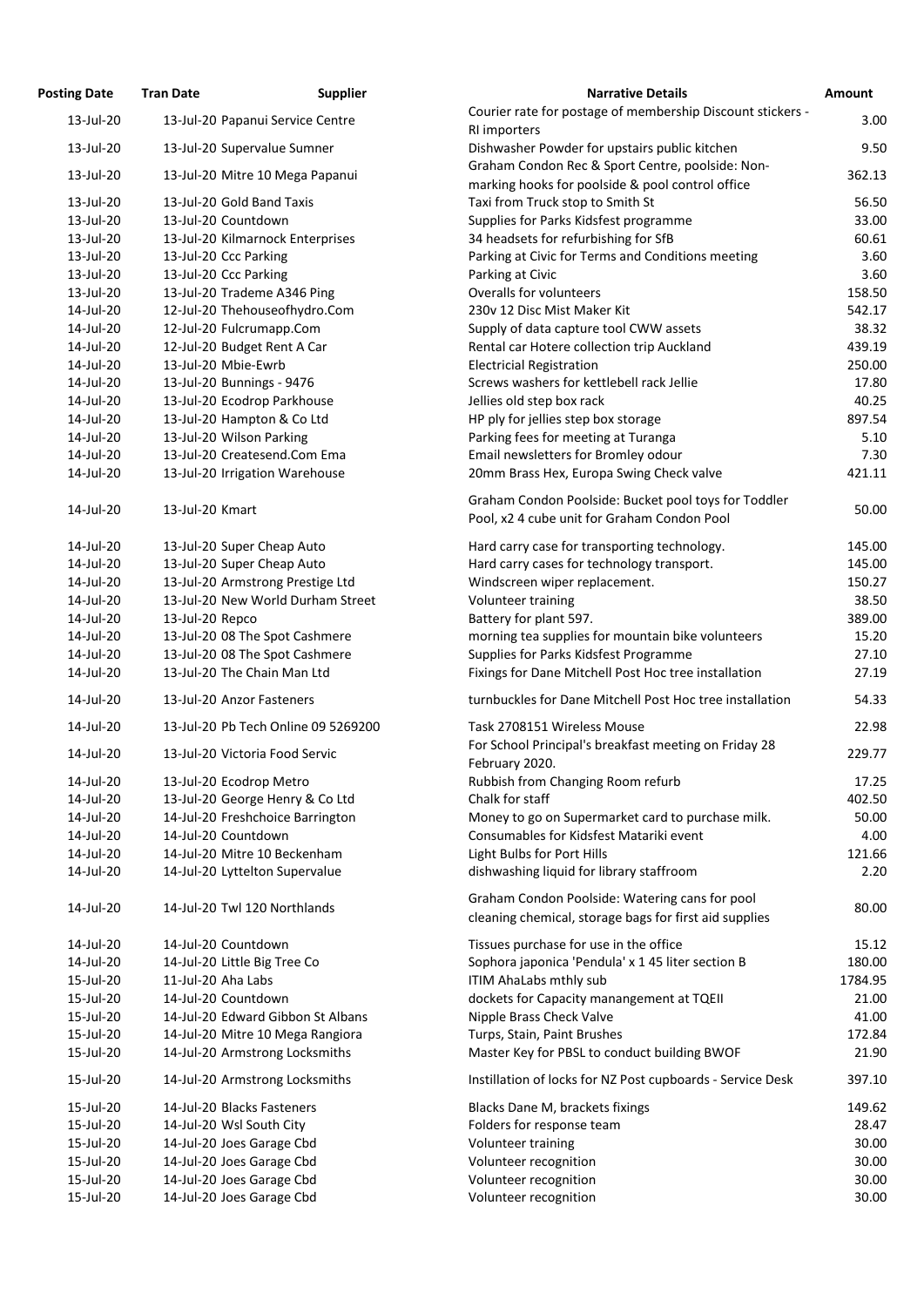| Posting Date | Tran Date | Supplier | Narrative Details | Amount |
|---|---|---|---|---|
| 13-Jul-20 | 13-Jul-20 | Papanui Service Centre | Courier rate for postage of membership Discount stickers - RI importers | 3.00 |
| 13-Jul-20 | 13-Jul-20 | Supervalue Sumner | Dishwasher Powder for upstairs public kitchen | 9.50 |
| 13-Jul-20 | 13-Jul-20 | Mitre 10 Mega Papanui | Graham Condon Rec & Sport Centre, poolside: Non-marking hooks for poolside & pool control office | 362.13 |
| 13-Jul-20 | 13-Jul-20 | Gold Band Taxis | Taxi from Truck stop to Smith St | 56.50 |
| 13-Jul-20 | 13-Jul-20 | Countdown | Supplies for Parks Kidsfest programme | 33.00 |
| 13-Jul-20 | 13-Jul-20 | Kilmarnock Enterprises | 34 headsets for refurbishing for SfB | 60.61 |
| 13-Jul-20 | 13-Jul-20 | Ccc Parking | Parking at Civic for Terms and Conditions meeting | 3.60 |
| 13-Jul-20 | 13-Jul-20 | Ccc Parking | Parking at Civic | 3.60 |
| 13-Jul-20 | 13-Jul-20 | Trademe A346 Ping | Overalls for volunteers | 158.50 |
| 14-Jul-20 | 12-Jul-20 | Thehouseofhydro.Com | 230v 12 Disc Mist Maker Kit | 542.17 |
| 14-Jul-20 | 12-Jul-20 | Fulcrumapp.Com | Supply of data capture tool CWW assets | 38.32 |
| 14-Jul-20 | 12-Jul-20 | Budget Rent A Car | Rental car Hotere collection trip Auckland | 439.19 |
| 14-Jul-20 | 13-Jul-20 | Mbie-Ewrb | Electricial Registration | 250.00 |
| 14-Jul-20 | 13-Jul-20 | Bunnings - 9476 | Screws washers for kettlebell rack Jellie | 17.80 |
| 14-Jul-20 | 13-Jul-20 | Ecodrop Parkhouse | Jellies old step box rack | 40.25 |
| 14-Jul-20 | 13-Jul-20 | Hampton & Co Ltd | HP ply for jellies step box storage | 897.54 |
| 14-Jul-20 | 13-Jul-20 | Wilson Parking | Parking fees for meeting at Turanga | 5.10 |
| 14-Jul-20 | 13-Jul-20 | Createsend.Com Ema | Email newsletters for Bromley odour | 7.30 |
| 14-Jul-20 | 13-Jul-20 | Irrigation Warehouse | 20mm Brass Hex, Europa Swing Check valve | 421.11 |
| 14-Jul-20 | 13-Jul-20 | Kmart | Graham Condon Poolside: Bucket pool toys for Toddler Pool, x2 4 cube unit for Graham Condon Pool | 50.00 |
| 14-Jul-20 | 13-Jul-20 | Super Cheap Auto | Hard carry case for transporting technology. | 145.00 |
| 14-Jul-20 | 13-Jul-20 | Super Cheap Auto | Hard carry cases for technology transport. | 145.00 |
| 14-Jul-20 | 13-Jul-20 | Armstrong Prestige Ltd | Windscreen wiper replacement. | 150.27 |
| 14-Jul-20 | 13-Jul-20 | New World Durham Street | Volunteer training | 38.50 |
| 14-Jul-20 | 13-Jul-20 | Repco | Battery for plant 597. | 389.00 |
| 14-Jul-20 | 13-Jul-20 | 08 The Spot Cashmere | morning tea supplies for mountain bike volunteers | 15.20 |
| 14-Jul-20 | 13-Jul-20 | 08 The Spot Cashmere | Supplies for Parks Kidsfest Programme | 27.10 |
| 14-Jul-20 | 13-Jul-20 | The Chain Man Ltd | Fixings for Dane Mitchell Post Hoc tree installation | 27.19 |
| 14-Jul-20 | 13-Jul-20 | Anzor Fasteners | turnbuckles for Dane Mitchell Post Hoc tree installation | 54.33 |
| 14-Jul-20 | 13-Jul-20 | Pb Tech Online 09 5269200 | Task 2708151 Wireless Mouse | 22.98 |
| 14-Jul-20 | 13-Jul-20 | Victoria Food Servic | For School Principal's breakfast meeting on Friday 28 February 2020. | 229.77 |
| 14-Jul-20 | 13-Jul-20 | Ecodrop Metro | Rubbish from Changing Room refurb | 17.25 |
| 14-Jul-20 | 13-Jul-20 | George Henry & Co Ltd | Chalk for staff | 402.50 |
| 14-Jul-20 | 14-Jul-20 | Freshchoice Barrington | Money to go on Supermarket card to purchase milk. | 50.00 |
| 14-Jul-20 | 14-Jul-20 | Countdown | Consumables for Kidsfest Matariki event | 4.00 |
| 14-Jul-20 | 14-Jul-20 | Mitre 10 Beckenham | Light Bulbs for Port Hills | 121.66 |
| 14-Jul-20 | 14-Jul-20 | Lyttelton Supervalue | dishwashing liquid for library staffroom | 2.20 |
| 14-Jul-20 | 14-Jul-20 | Twl 120 Northlands | Graham Condon Poolside: Watering cans for pool cleaning chemical, storage bags for first aid supplies | 80.00 |
| 14-Jul-20 | 14-Jul-20 | Countdown | Tissues purchase for use in the office | 15.12 |
| 14-Jul-20 | 14-Jul-20 | Little Big Tree Co | Sophora japonica 'Pendula' x 1 45 liter section B | 180.00 |
| 15-Jul-20 | 11-Jul-20 | Aha Labs | ITIM AhaLabs mthly sub | 1784.95 |
| 15-Jul-20 | 14-Jul-20 | Countdown | dockets for Capacity manangement at TQEII | 21.00 |
| 15-Jul-20 | 14-Jul-20 | Edward Gibbon St Albans | Nipple Brass Check Valve | 41.00 |
| 15-Jul-20 | 14-Jul-20 | Mitre 10 Mega Rangiora | Turps, Stain, Paint Brushes | 172.84 |
| 15-Jul-20 | 14-Jul-20 | Armstrong Locksmiths | Master Key for PBSL to conduct building BWOF | 21.90 |
| 15-Jul-20 | 14-Jul-20 | Armstrong Locksmiths | Instillation of locks for NZ Post cupboards - Service Desk | 397.10 |
| 15-Jul-20 | 14-Jul-20 | Blacks Fasteners | Blacks Dane M, brackets fixings | 149.62 |
| 15-Jul-20 | 14-Jul-20 | Wsl South City | Folders for response team | 28.47 |
| 15-Jul-20 | 14-Jul-20 | Joes Garage Cbd | Volunteer training | 30.00 |
| 15-Jul-20 | 14-Jul-20 | Joes Garage Cbd | Volunteer recognition | 30.00 |
| 15-Jul-20 | 14-Jul-20 | Joes Garage Cbd | Volunteer recognition | 30.00 |
| 15-Jul-20 | 14-Jul-20 | Joes Garage Cbd | Volunteer recognition | 30.00 |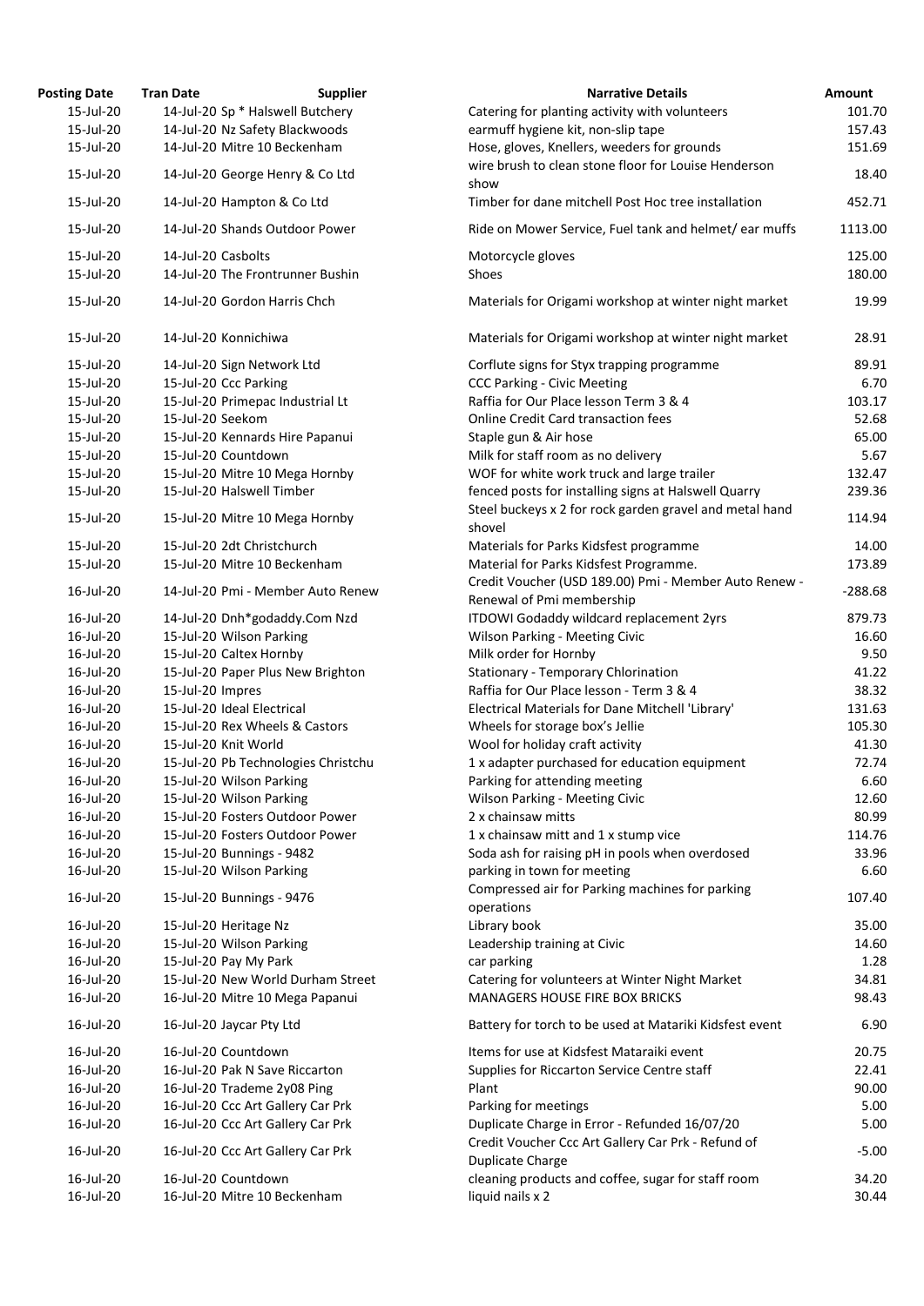| Posting Date | Tran Date | Supplier | Narrative Details | Amount |
|---|---|---|---|---|
| 15-Jul-20 | 14-Jul-20 | Sp * Halswell Butchery | Catering for planting activity with volunteers | 101.70 |
| 15-Jul-20 | 14-Jul-20 | Nz Safety Blackwoods | earmuff hygiene kit, non-slip tape | 157.43 |
| 15-Jul-20 | 14-Jul-20 | Mitre 10 Beckenham | Hose, gloves, Knellers, weeders for grounds | 151.69 |
| 15-Jul-20 | 14-Jul-20 | George Henry & Co Ltd | wire brush to clean stone floor for Louise Henderson show | 18.40 |
| 15-Jul-20 | 14-Jul-20 | Hampton & Co Ltd | Timber for dane mitchell Post Hoc tree installation | 452.71 |
| 15-Jul-20 | 14-Jul-20 | Shands Outdoor Power | Ride on Mower Service, Fuel tank and helmet/ ear muffs | 1113.00 |
| 15-Jul-20 | 14-Jul-20 | Casbolts | Motorcycle gloves | 125.00 |
| 15-Jul-20 | 14-Jul-20 | The Frontrunner Bushin | Shoes | 180.00 |
| 15-Jul-20 | 14-Jul-20 | Gordon Harris Chch | Materials for Origami workshop at winter night market | 19.99 |
| 15-Jul-20 | 14-Jul-20 | Konnichiwa | Materials for Origami workshop at winter night market | 28.91 |
| 15-Jul-20 | 14-Jul-20 | Sign Network Ltd | Corflute signs for Styx trapping programme | 89.91 |
| 15-Jul-20 | 15-Jul-20 | Ccc Parking | CCC Parking - Civic Meeting | 6.70 |
| 15-Jul-20 | 15-Jul-20 | Primepac Industrial Lt | Raffia for Our Place lesson Term 3 & 4 | 103.17 |
| 15-Jul-20 | 15-Jul-20 | Seekom | Online Credit Card transaction fees | 52.68 |
| 15-Jul-20 | 15-Jul-20 | Kennards Hire Papanui | Staple gun & Air hose | 65.00 |
| 15-Jul-20 | 15-Jul-20 | Countdown | Milk for staff room as no delivery | 5.67 |
| 15-Jul-20 | 15-Jul-20 | Mitre 10 Mega Hornby | WOF for white work truck and large trailer | 132.47 |
| 15-Jul-20 | 15-Jul-20 | Halswell Timber | fenced posts for installing signs at Halswell Quarry | 239.36 |
| 15-Jul-20 | 15-Jul-20 | Mitre 10 Mega Hornby | Steel buckeys x 2 for rock garden gravel and metal hand shovel | 114.94 |
| 15-Jul-20 | 15-Jul-20 | 2dt Christchurch | Materials for Parks Kidsfest programme | 14.00 |
| 15-Jul-20 | 15-Jul-20 | Mitre 10 Beckenham | Material for Parks Kidsfest Programme. | 173.89 |
| 16-Jul-20 | 14-Jul-20 | Pmi - Member Auto Renew | Credit Voucher (USD 189.00) Pmi - Member Auto Renew - Renewal of Pmi membership | -288.68 |
| 16-Jul-20 | 14-Jul-20 | Dnh*godaddy.Com Nzd | ITDOWI Godaddy wildcard replacement 2yrs | 879.73 |
| 16-Jul-20 | 15-Jul-20 | Wilson Parking | Wilson Parking - Meeting Civic | 16.60 |
| 16-Jul-20 | 15-Jul-20 | Caltex Hornby | Milk order for Hornby | 9.50 |
| 16-Jul-20 | 15-Jul-20 | Paper Plus New Brighton | Stationary - Temporary Chlorination | 41.22 |
| 16-Jul-20 | 15-Jul-20 | Impres | Raffia for Our Place lesson - Term 3 & 4 | 38.32 |
| 16-Jul-20 | 15-Jul-20 | Ideal Electrical | Electrical Materials for Dane Mitchell 'Library' | 131.63 |
| 16-Jul-20 | 15-Jul-20 | Rex Wheels & Castors | Wheels for storage box's Jellie | 105.30 |
| 16-Jul-20 | 15-Jul-20 | Knit World | Wool for holiday craft activity | 41.30 |
| 16-Jul-20 | 15-Jul-20 | Pb Technologies Christchu | 1 x adapter purchased for education equipment | 72.74 |
| 16-Jul-20 | 15-Jul-20 | Wilson Parking | Parking for attending meeting | 6.60 |
| 16-Jul-20 | 15-Jul-20 | Wilson Parking | Wilson Parking - Meeting Civic | 12.60 |
| 16-Jul-20 | 15-Jul-20 | Fosters Outdoor Power | 2 x chainsaw mitts | 80.99 |
| 16-Jul-20 | 15-Jul-20 | Fosters Outdoor Power | 1 x chainsaw mitt and 1 x stump vice | 114.76 |
| 16-Jul-20 | 15-Jul-20 | Bunnings - 9482 | Soda ash for raising pH in pools when overdosed | 33.96 |
| 16-Jul-20 | 15-Jul-20 | Wilson Parking | parking in town for meeting | 6.60 |
| 16-Jul-20 | 15-Jul-20 | Bunnings - 9476 | Compressed air for Parking machines for parking operations | 107.40 |
| 16-Jul-20 | 15-Jul-20 | Heritage Nz | Library book | 35.00 |
| 16-Jul-20 | 15-Jul-20 | Wilson Parking | Leadership training at Civic | 14.60 |
| 16-Jul-20 | 15-Jul-20 | Pay My Park | car parking | 1.28 |
| 16-Jul-20 | 15-Jul-20 | New World Durham Street | Catering for volunteers at Winter Night Market | 34.81 |
| 16-Jul-20 | 16-Jul-20 | Mitre 10 Mega Papanui | MANAGERS HOUSE FIRE BOX BRICKS | 98.43 |
| 16-Jul-20 | 16-Jul-20 | Jaycar Pty Ltd | Battery for torch to be used at Matariki Kidsfest event | 6.90 |
| 16-Jul-20 | 16-Jul-20 | Countdown | Items for use at Kidsfest Mataraiki event | 20.75 |
| 16-Jul-20 | 16-Jul-20 | Pak N Save Riccarton | Supplies for Riccarton Service Centre staff | 22.41 |
| 16-Jul-20 | 16-Jul-20 | Trademe 2y08 Ping | Plant | 90.00 |
| 16-Jul-20 | 16-Jul-20 | Ccc Art Gallery Car Prk | Parking for meetings | 5.00 |
| 16-Jul-20 | 16-Jul-20 | Ccc Art Gallery Car Prk | Duplicate Charge in Error - Refunded 16/07/20 | 5.00 |
| 16-Jul-20 | 16-Jul-20 | Ccc Art Gallery Car Prk | Credit Voucher Ccc Art Gallery Car Prk - Refund of Duplicate Charge | -5.00 |
| 16-Jul-20 | 16-Jul-20 | Countdown | cleaning products and coffee, sugar for staff room | 34.20 |
| 16-Jul-20 | 16-Jul-20 | Mitre 10 Beckenham | liquid nails x 2 | 30.44 |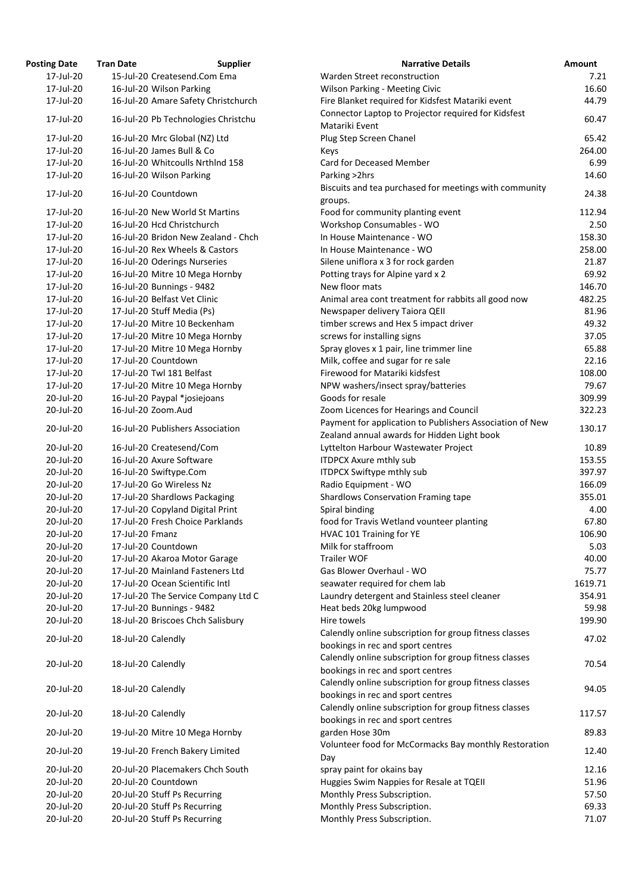| Posting Date | Tran Date | Supplier | Narrative Details | Amount |
|---|---|---|---|---|
| 17-Jul-20 | 15-Jul-20 | Createsend.Com Ema | Warden Street reconstruction | 7.21 |
| 17-Jul-20 | 16-Jul-20 | Wilson Parking | Wilson Parking - Meeting Civic | 16.60 |
| 17-Jul-20 | 16-Jul-20 | Amare Safety Christchurch | Fire Blanket required for Kidsfest Matariki event | 44.79 |
| 17-Jul-20 | 16-Jul-20 | Pb Technologies Christchu | Connector Laptop to Projector required for Kidsfest Matariki Event | 60.47 |
| 17-Jul-20 | 16-Jul-20 | Mrc Global (NZ) Ltd | Plug Step Screen Chanel | 65.42 |
| 17-Jul-20 | 16-Jul-20 | James Bull & Co | Keys | 264.00 |
| 17-Jul-20 | 16-Jul-20 | Whitcoulls Nrthlnd 158 | Card for Deceased Member | 6.99 |
| 17-Jul-20 | 16-Jul-20 | Wilson Parking | Parking >2hrs | 14.60 |
| 17-Jul-20 | 16-Jul-20 | Countdown | Biscuits and tea purchased for meetings with community groups. | 24.38 |
| 17-Jul-20 | 16-Jul-20 | New World St Martins | Food for community planting event | 112.94 |
| 17-Jul-20 | 16-Jul-20 | Hcd Christchurch | Workshop Consumables - WO | 2.50 |
| 17-Jul-20 | 16-Jul-20 | Bridon New Zealand - Chch | In House Maintenance - WO | 158.30 |
| 17-Jul-20 | 16-Jul-20 | Rex Wheels & Castors | In House Maintenance - WO | 258.00 |
| 17-Jul-20 | 16-Jul-20 | Oderings Nurseries | Silene uniflora x 3 for rock garden | 21.87 |
| 17-Jul-20 | 16-Jul-20 | Mitre 10 Mega Hornby | Potting trays for Alpine yard x 2 | 69.92 |
| 17-Jul-20 | 16-Jul-20 | Bunnings - 9482 | New floor mats | 146.70 |
| 17-Jul-20 | 16-Jul-20 | Belfast Vet Clinic | Animal area cont treatment for rabbits all good now | 482.25 |
| 17-Jul-20 | 17-Jul-20 | Stuff Media (Ps) | Newspaper delivery Taiora QEII | 81.96 |
| 17-Jul-20 | 17-Jul-20 | Mitre 10 Beckenham | timber screws and Hex 5 impact driver | 49.32 |
| 17-Jul-20 | 17-Jul-20 | Mitre 10 Mega Hornby | screws for installing signs | 37.05 |
| 17-Jul-20 | 17-Jul-20 | Mitre 10 Mega Hornby | Spray gloves x 1 pair, line trimmer line | 65.88 |
| 17-Jul-20 | 17-Jul-20 | Countdown | Milk, coffee and sugar for re sale | 22.16 |
| 17-Jul-20 | 17-Jul-20 | Twl 181 Belfast | Firewood for Matariki kidsfest | 108.00 |
| 17-Jul-20 | 17-Jul-20 | Mitre 10 Mega Hornby | NPW washers/insect spray/batteries | 79.67 |
| 20-Jul-20 | 16-Jul-20 | Paypal *josiejoans | Goods for resale | 309.99 |
| 20-Jul-20 | 16-Jul-20 | Zoom.Aud | Zoom Licences for Hearings and Council | 322.23 |
| 20-Jul-20 | 16-Jul-20 | Publishers Association | Payment for application to Publishers Association of New Zealand annual awards for Hidden Light book | 130.17 |
| 20-Jul-20 | 16-Jul-20 | Createsend/Com | Lyttelton Harbour Wastewater Project | 10.89 |
| 20-Jul-20 | 16-Jul-20 | Axure Software | ITDPCX Axure mthly sub | 153.55 |
| 20-Jul-20 | 16-Jul-20 | Swiftype.Com | ITDPCX Swiftype mthly sub | 397.97 |
| 20-Jul-20 | 17-Jul-20 | Go Wireless Nz | Radio Equipment - WO | 166.09 |
| 20-Jul-20 | 17-Jul-20 | Shardlows Packaging | Shardlows Conservation Framing tape | 355.01 |
| 20-Jul-20 | 17-Jul-20 | Copyland Digital Print | Spiral binding | 4.00 |
| 20-Jul-20 | 17-Jul-20 | Fresh Choice Parklands | food for Travis Wetland vounteer planting | 67.80 |
| 20-Jul-20 | 17-Jul-20 | Fmanz | HVAC 101 Training for YE | 106.90 |
| 20-Jul-20 | 17-Jul-20 | Countdown | Milk for staffroom | 5.03 |
| 20-Jul-20 | 17-Jul-20 | Akaroa Motor Garage | Trailer WOF | 40.00 |
| 20-Jul-20 | 17-Jul-20 | Mainland Fasteners Ltd | Gas Blower Overhaul - WO | 75.77 |
| 20-Jul-20 | 17-Jul-20 | Ocean Scientific Intl | seawater required for chem lab | 1619.71 |
| 20-Jul-20 | 17-Jul-20 | The Service Company Ltd C | Laundry detergent and Stainless steel cleaner | 354.91 |
| 20-Jul-20 | 17-Jul-20 | Bunnings - 9482 | Heat beds 20kg lumpwood | 59.98 |
| 20-Jul-20 | 18-Jul-20 | Briscoes Chch Salisbury | Hire towels | 199.90 |
| 20-Jul-20 | 18-Jul-20 | Calendly | Calendly online subscription for group fitness classes bookings in rec and sport centres | 47.02 |
| 20-Jul-20 | 18-Jul-20 | Calendly | Calendly online subscription for group fitness classes bookings in rec and sport centres | 70.54 |
| 20-Jul-20 | 18-Jul-20 | Calendly | Calendly online subscription for group fitness classes bookings in rec and sport centres | 94.05 |
| 20-Jul-20 | 18-Jul-20 | Calendly | Calendly online subscription for group fitness classes bookings in rec and sport centres | 117.57 |
| 20-Jul-20 | 19-Jul-20 | Mitre 10 Mega Hornby | garden Hose 30m | 89.83 |
| 20-Jul-20 | 19-Jul-20 | French Bakery Limited | Volunteer food for McCormacks Bay monthly Restoration Day | 12.40 |
| 20-Jul-20 | 20-Jul-20 | Placemakers Chch South | spray paint for okains bay | 12.16 |
| 20-Jul-20 | 20-Jul-20 | Countdown | Huggies Swim Nappies for Resale at TQEII | 51.96 |
| 20-Jul-20 | 20-Jul-20 | Stuff Ps Recurring | Monthly Press Subscription. | 57.50 |
| 20-Jul-20 | 20-Jul-20 | Stuff Ps Recurring | Monthly Press Subscription. | 69.33 |
| 20-Jul-20 | 20-Jul-20 | Stuff Ps Recurring | Monthly Press Subscription. | 71.07 |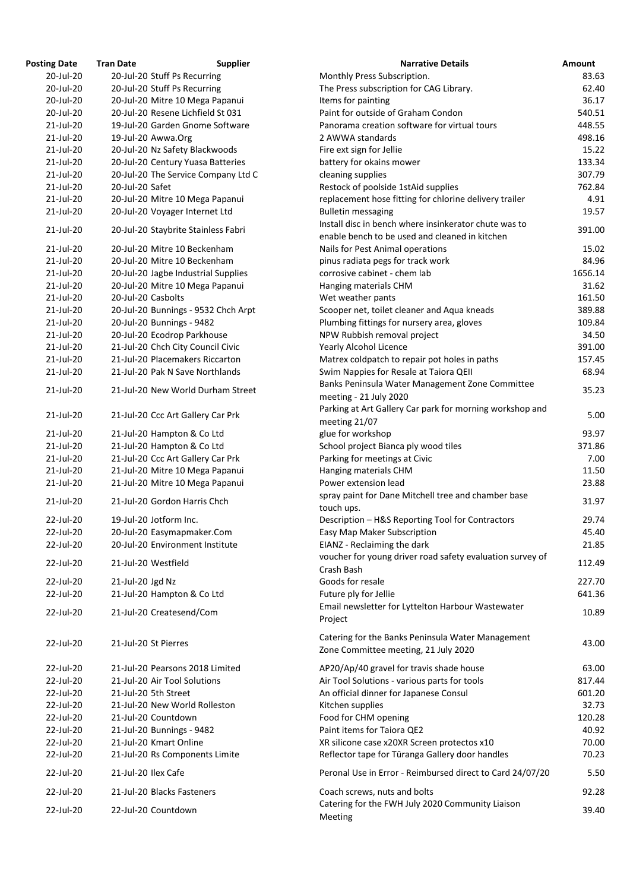| Posting Date | Tran Date | Supplier | Narrative Details | Amount |
|---|---|---|---|---|
| 20-Jul-20 | 20-Jul-20 | Stuff Ps Recurring | Monthly Press Subscription. | 83.63 |
| 20-Jul-20 | 20-Jul-20 | Stuff Ps Recurring | The Press subscription for CAG Library. | 62.40 |
| 20-Jul-20 | 20-Jul-20 | Mitre 10 Mega Papanui | Items for painting | 36.17 |
| 20-Jul-20 | 20-Jul-20 | Resene Lichfield St 031 | Paint for outside of Graham Condon | 540.51 |
| 21-Jul-20 | 19-Jul-20 | Garden Gnome Software | Panorama creation software for virtual tours | 448.55 |
| 21-Jul-20 | 19-Jul-20 | Awwa.Org | 2 AWWA standards | 498.16 |
| 21-Jul-20 | 20-Jul-20 | Nz Safety Blackwoods | Fire ext sign for Jellie | 15.22 |
| 21-Jul-20 | 20-Jul-20 | Century Yuasa Batteries | battery for okains mower | 133.34 |
| 21-Jul-20 | 20-Jul-20 | The Service Company Ltd C | cleaning supplies | 307.79 |
| 21-Jul-20 | 20-Jul-20 | Safet | Restock of poolside 1stAid supplies | 762.84 |
| 21-Jul-20 | 20-Jul-20 | Mitre 10 Mega Papanui | replacement hose fitting for chlorine delivery trailer | 4.91 |
| 21-Jul-20 | 20-Jul-20 | Voyager Internet Ltd | Bulletin messaging | 19.57 |
| 21-Jul-20 | 20-Jul-20 | Staybrite Stainless Fabri | Install disc in bench where insinkerator chute was to enable bench to be used and cleaned in kitchen | 391.00 |
| 21-Jul-20 | 20-Jul-20 | Mitre 10 Beckenham | Nails for Pest Animal operations | 15.02 |
| 21-Jul-20 | 20-Jul-20 | Mitre 10 Beckenham | pinus radiata pegs for track work | 84.96 |
| 21-Jul-20 | 20-Jul-20 | Jagbe Industrial Supplies | corrosive cabinet - chem lab | 1656.14 |
| 21-Jul-20 | 20-Jul-20 | Mitre 10 Mega Papanui | Hanging materials CHM | 31.62 |
| 21-Jul-20 | 20-Jul-20 | Casbolts | Wet weather pants | 161.50 |
| 21-Jul-20 | 20-Jul-20 | Bunnings - 9532 Chch Arpt | Scooper net, toilet cleaner and Aqua kneads | 389.88 |
| 21-Jul-20 | 20-Jul-20 | Bunnings - 9482 | Plumbing fittings for nursery area, gloves | 109.84 |
| 21-Jul-20 | 20-Jul-20 | Ecodrop Parkhouse | NPW Rubbish removal project | 34.50 |
| 21-Jul-20 | 21-Jul-20 | Chch City Council Civic | Yearly Alcohol Licence | 391.00 |
| 21-Jul-20 | 21-Jul-20 | Placemakers Riccarton | Matrex coldpatch to repair pot holes in paths | 157.45 |
| 21-Jul-20 | 21-Jul-20 | Pak N Save Northlands | Swim Nappies for Resale at Taiora QEII | 68.94 |
| 21-Jul-20 | 21-Jul-20 | New World Durham Street | Banks Peninsula Water Management Zone Committee meeting - 21 July 2020 | 35.23 |
| 21-Jul-20 | 21-Jul-20 | Ccc Art Gallery Car Prk | Parking at Art Gallery Car park for morning workshop and meeting 21/07 | 5.00 |
| 21-Jul-20 | 21-Jul-20 | Hampton & Co Ltd | glue for workshop | 93.97 |
| 21-Jul-20 | 21-Jul-20 | Hampton & Co Ltd | School project Bianca ply wood tiles | 371.86 |
| 21-Jul-20 | 21-Jul-20 | Ccc Art Gallery Car Prk | Parking for meetings at Civic | 7.00 |
| 21-Jul-20 | 21-Jul-20 | Mitre 10 Mega Papanui | Hanging materials CHM | 11.50 |
| 21-Jul-20 | 21-Jul-20 | Mitre 10 Mega Papanui | Power extension lead | 23.88 |
| 21-Jul-20 | 21-Jul-20 | Gordon Harris Chch | spray paint for Dane Mitchell tree and chamber base touch ups. | 31.97 |
| 22-Jul-20 | 19-Jul-20 | Jotform Inc. | Description – H&S Reporting Tool for Contractors | 29.74 |
| 22-Jul-20 | 20-Jul-20 | Easymapmaker.Com | Easy Map Maker Subscription | 45.40 |
| 22-Jul-20 | 20-Jul-20 | Environment Institute | EIANZ - Reclaiming the dark | 21.85 |
| 22-Jul-20 | 21-Jul-20 | Westfield | voucher for young driver road safety evaluation survey of Crash Bash | 112.49 |
| 22-Jul-20 | 21-Jul-20 | Jgd Nz | Goods for resale | 227.70 |
| 22-Jul-20 | 21-Jul-20 | Hampton & Co Ltd | Future ply for Jellie | 641.36 |
| 22-Jul-20 | 21-Jul-20 | Createsend/Com | Email newsletter for Lyttelton Harbour Wastewater Project | 10.89 |
| 22-Jul-20 | 21-Jul-20 | St Pierres | Catering for the Banks Peninsula Water Management Zone Committee meeting, 21 July 2020 | 43.00 |
| 22-Jul-20 | 21-Jul-20 | Pearsons 2018 Limited | AP20/Ap/40 gravel for travis shade house | 63.00 |
| 22-Jul-20 | 21-Jul-20 | Air Tool Solutions | Air Tool Solutions - various parts for tools | 817.44 |
| 22-Jul-20 | 21-Jul-20 | 5th Street | An official dinner for Japanese Consul | 601.20 |
| 22-Jul-20 | 21-Jul-20 | New World Rolleston | Kitchen supplies | 32.73 |
| 22-Jul-20 | 21-Jul-20 | Countdown | Food for CHM opening | 120.28 |
| 22-Jul-20 | 21-Jul-20 | Bunnings - 9482 | Paint items for Taiora QE2 | 40.92 |
| 22-Jul-20 | 21-Jul-20 | Kmart Online | XR silicone case x20XR Screen protectos x10 | 70.00 |
| 22-Jul-20 | 21-Jul-20 | Rs Components Limite | Reflector tape for Tūranga Gallery door handles | 70.23 |
| 22-Jul-20 | 21-Jul-20 | Ilex Cafe | Peronal Use in Error - Reimbursed direct to Card 24/07/20 | 5.50 |
| 22-Jul-20 | 21-Jul-20 | Blacks Fasteners | Coach screws, nuts and bolts | 92.28 |
| 22-Jul-20 | 22-Jul-20 | Countdown | Catering for the FWH July 2020 Community Liaison Meeting | 39.40 |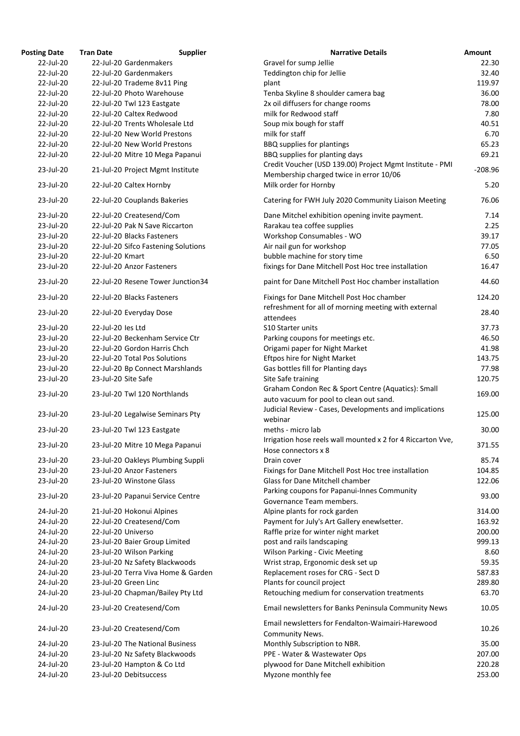| Posting Date | Tran Date | Supplier | Narrative Details | Amount |
|---|---|---|---|---|
| 22-Jul-20 | 22-Jul-20 | Gardenmakers | Gravel for sump Jellie | 22.30 |
| 22-Jul-20 | 22-Jul-20 | Gardenmakers | Teddington chip for Jellie | 32.40 |
| 22-Jul-20 | 22-Jul-20 | Trademe 8v11 Ping | plant | 119.97 |
| 22-Jul-20 | 22-Jul-20 | Photo Warehouse | Tenba Skyline 8 shoulder camera bag | 36.00 |
| 22-Jul-20 | 22-Jul-20 | Twl 123 Eastgate | 2x oil diffusers for change rooms | 78.00 |
| 22-Jul-20 | 22-Jul-20 | Caltex Redwood | milk for Redwood staff | 7.80 |
| 22-Jul-20 | 22-Jul-20 | Trents Wholesale Ltd | Soup mix bough for staff | 40.51 |
| 22-Jul-20 | 22-Jul-20 | New World Prestons | milk for staff | 6.70 |
| 22-Jul-20 | 22-Jul-20 | New World Prestons | BBQ supplies for plantings | 65.23 |
| 22-Jul-20 | 22-Jul-20 | Mitre 10 Mega Papanui | BBQ supplies for planting days | 69.21 |
| 23-Jul-20 | 21-Jul-20 | Project Mgmt Institute | Credit Voucher (USD 139.00) Project Mgmt Institute - PMI Membership charged twice in error 10/06 | -208.96 |
| 23-Jul-20 | 22-Jul-20 | Caltex Hornby | Milk order for Hornby | 5.20 |
| 23-Jul-20 | 22-Jul-20 | Couplands Bakeries | Catering for FWH July 2020 Community Liaison Meeting | 76.06 |
| 23-Jul-20 | 22-Jul-20 | Createsend/Com | Dane Mitchel exhibition opening invite payment. | 7.14 |
| 23-Jul-20 | 22-Jul-20 | Pak N Save Riccarton | Rarakau tea coffee supplies | 2.25 |
| 23-Jul-20 | 22-Jul-20 | Blacks Fasteners | Workshop Consumables - WO | 39.17 |
| 23-Jul-20 | 22-Jul-20 | Sifco Fastening Solutions | Air nail gun for workshop | 77.05 |
| 23-Jul-20 | 22-Jul-20 | Kmart | bubble machine for story time | 6.50 |
| 23-Jul-20 | 22-Jul-20 | Anzor Fasteners | fixings for Dane Mitchell Post Hoc tree installation | 16.47 |
| 23-Jul-20 | 22-Jul-20 | Resene Tower Junction34 | paint for Dane Mitchell Post Hoc chamber installation | 44.60 |
| 23-Jul-20 | 22-Jul-20 | Blacks Fasteners | Fixings for Dane Mitchell Post Hoc chamber | 124.20 |
| 23-Jul-20 | 22-Jul-20 | Everyday Dose | refreshment for all of morning meeting with external attendees | 28.40 |
| 23-Jul-20 | 22-Jul-20 | Ies Ltd | S10 Starter units | 37.73 |
| 23-Jul-20 | 22-Jul-20 | Beckenham Service Ctr | Parking coupons for meetings etc. | 46.50 |
| 23-Jul-20 | 22-Jul-20 | Gordon Harris Chch | Origami paper for Night Market | 41.98 |
| 23-Jul-20 | 22-Jul-20 | Total Pos Solutions | Eftpos hire for Night Market | 143.75 |
| 23-Jul-20 | 22-Jul-20 | Bp Connect Marshlands | Gas bottles fill for Planting days | 77.98 |
| 23-Jul-20 | 23-Jul-20 | Site Safe | Site Safe training | 120.75 |
| 23-Jul-20 | 23-Jul-20 | Twl 120 Northlands | Graham Condon Rec & Sport Centre (Aquatics): Small auto vacuum for pool to clean out sand. | 169.00 |
| 23-Jul-20 | 23-Jul-20 | Legalwise Seminars Pty | Judicial Review - Cases, Developments and implications webinar | 125.00 |
| 23-Jul-20 | 23-Jul-20 | Twl 123 Eastgate | meths - micro lab | 30.00 |
| 23-Jul-20 | 23-Jul-20 | Mitre 10 Mega Papanui | Irrigation hose reels wall mounted x 2 for 4 Riccarton Vve, Hose connectors x 8 | 371.55 |
| 23-Jul-20 | 23-Jul-20 | Oakleys Plumbing Suppli | Drain cover | 85.74 |
| 23-Jul-20 | 23-Jul-20 | Anzor Fasteners | Fixings for Dane Mitchell Post Hoc tree installation | 104.85 |
| 23-Jul-20 | 23-Jul-20 | Winstone Glass | Glass for Dane Mitchell chamber | 122.06 |
| 23-Jul-20 | 23-Jul-20 | Papanui Service Centre | Parking coupons for Papanui-Innes Community Governance Team members. | 93.00 |
| 24-Jul-20 | 21-Jul-20 | Hokonui Alpines | Alpine plants for rock garden | 314.00 |
| 24-Jul-20 | 22-Jul-20 | Createsend/Com | Payment for July's Art Gallery enewlsetter. | 163.92 |
| 24-Jul-20 | 22-Jul-20 | Universo | Raffle prize for winter night market | 200.00 |
| 24-Jul-20 | 23-Jul-20 | Baier Group Limited | post and rails landscaping | 999.13 |
| 24-Jul-20 | 23-Jul-20 | Wilson Parking | Wilson Parking - Civic Meeting | 8.60 |
| 24-Jul-20 | 23-Jul-20 | Nz Safety Blackwoods | Wrist strap, Ergonomic desk set up | 59.35 |
| 24-Jul-20 | 23-Jul-20 | Terra Viva Home & Garden | Replacement roses for CRG - Sect D | 587.83 |
| 24-Jul-20 | 23-Jul-20 | Green Linc | Plants for council project | 289.80 |
| 24-Jul-20 | 23-Jul-20 | Chapman/Bailey Pty Ltd | Retouching medium for conservation treatments | 63.70 |
| 24-Jul-20 | 23-Jul-20 | Createsend/Com | Email newsletters for Banks Peninsula Community News | 10.05 |
| 24-Jul-20 | 23-Jul-20 | Createsend/Com | Email newsletters for Fendalton-Waimairi-Harewood Community News. | 10.26 |
| 24-Jul-20 | 23-Jul-20 | The National Business | Monthly Subscription to NBR. | 35.00 |
| 24-Jul-20 | 23-Jul-20 | Nz Safety Blackwoods | PPE - Water & Wastewater Ops | 207.00 |
| 24-Jul-20 | 23-Jul-20 | Hampton & Co Ltd | plywood for Dane Mitchell exhibition | 220.28 |
| 24-Jul-20 | 23-Jul-20 | Debitsuccess | Myzone monthly fee | 253.00 |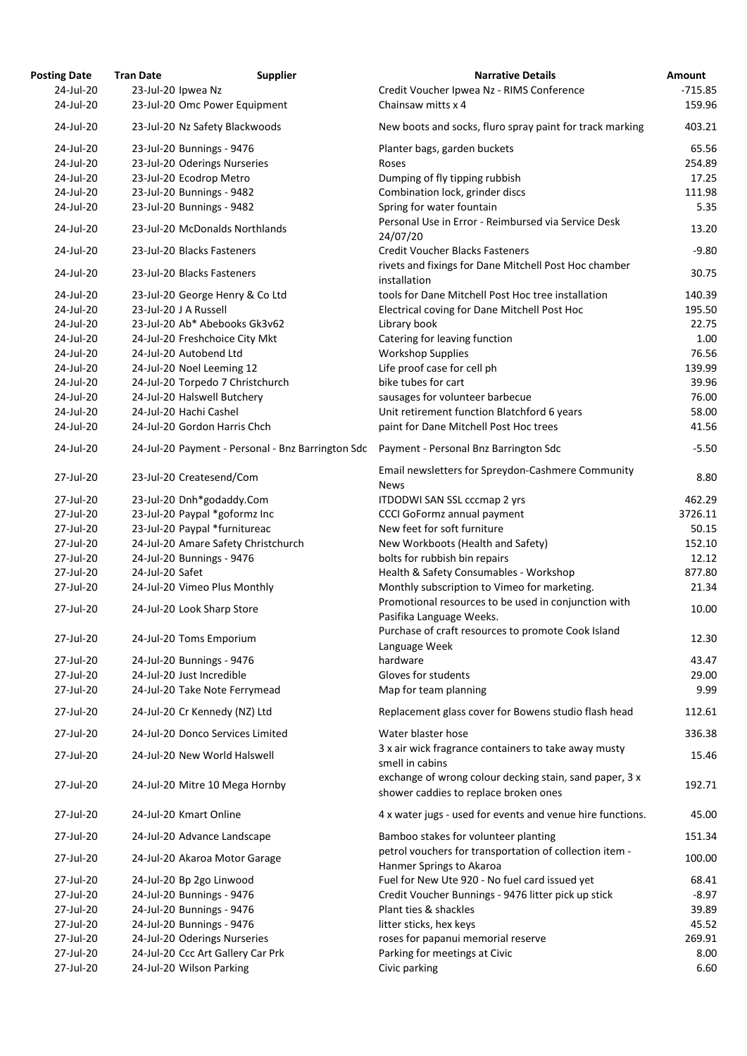| Posting Date | Tran Date | Supplier | Narrative Details | Amount |
|---|---|---|---|---|
| 24-Jul-20 | 23-Jul-20 | Ipwea Nz | Credit Voucher Ipwea Nz - RIMS Conference | -715.85 |
| 24-Jul-20 | 23-Jul-20 | Omc Power Equipment | Chainsaw mitts x 4 | 159.96 |
| 24-Jul-20 | 23-Jul-20 | Nz Safety Blackwoods | New boots and socks, fluro spray paint for track marking | 403.21 |
| 24-Jul-20 | 23-Jul-20 | Bunnings - 9476 | Planter bags, garden buckets | 65.56 |
| 24-Jul-20 | 23-Jul-20 | Oderings Nurseries | Roses | 254.89 |
| 24-Jul-20 | 23-Jul-20 | Ecodrop Metro | Dumping of fly tipping rubbish | 17.25 |
| 24-Jul-20 | 23-Jul-20 | Bunnings - 9482 | Combination lock, grinder discs | 111.98 |
| 24-Jul-20 | 23-Jul-20 | Bunnings - 9482 | Spring for water fountain | 5.35 |
| 24-Jul-20 | 23-Jul-20 | McDonalds Northlands | Personal Use in Error - Reimbursed via Service Desk 24/07/20 | 13.20 |
| 24-Jul-20 | 23-Jul-20 | Blacks Fasteners | Credit Voucher Blacks Fasteners | -9.80 |
| 24-Jul-20 | 23-Jul-20 | Blacks Fasteners | rivets and fixings for Dane Mitchell Post Hoc chamber installation | 30.75 |
| 24-Jul-20 | 23-Jul-20 | George Henry & Co Ltd | tools for Dane Mitchell Post Hoc tree installation | 140.39 |
| 24-Jul-20 | 23-Jul-20 | J A Russell | Electrical coving for Dane Mitchell Post Hoc | 195.50 |
| 24-Jul-20 | 23-Jul-20 | Ab* Abebooks Gk3v62 | Library book | 22.75 |
| 24-Jul-20 | 24-Jul-20 | Freshchoice City Mkt | Catering for leaving function | 1.00 |
| 24-Jul-20 | 24-Jul-20 | Autobend Ltd | Workshop Supplies | 76.56 |
| 24-Jul-20 | 24-Jul-20 | Noel Leeming 12 | Life proof case for cell ph | 139.99 |
| 24-Jul-20 | 24-Jul-20 | Torpedo 7 Christchurch | bike tubes for cart | 39.96 |
| 24-Jul-20 | 24-Jul-20 | Halswell Butchery | sausages for volunteer barbecue | 76.00 |
| 24-Jul-20 | 24-Jul-20 | Hachi Cashel | Unit retirement function Blatchford 6 years | 58.00 |
| 24-Jul-20 | 24-Jul-20 | Gordon Harris Chch | paint for Dane Mitchell Post Hoc trees | 41.56 |
| 24-Jul-20 | 24-Jul-20 | Payment - Personal - Bnz Barrington Sdc | Payment - Personal Bnz Barrington Sdc | -5.50 |
| 27-Jul-20 | 23-Jul-20 | Createsend/Com | Email newsletters for Spreydon-Cashmere Community News | 8.80 |
| 27-Jul-20 | 23-Jul-20 | Dnh*godaddy.Com | ITDODWI SAN SSL cccmap 2 yrs | 462.29 |
| 27-Jul-20 | 23-Jul-20 | Paypal *goformz Inc | CCCI GoFormz annual payment | 3726.11 |
| 27-Jul-20 | 23-Jul-20 | Paypal *furnitureac | New feet for soft furniture | 50.15 |
| 27-Jul-20 | 24-Jul-20 | Amare Safety Christchurch | New Workboots (Health and Safety) | 152.10 |
| 27-Jul-20 | 24-Jul-20 | Bunnings - 9476 | bolts for rubbish bin repairs | 12.12 |
| 27-Jul-20 | 24-Jul-20 | Safet | Health & Safety Consumables - Workshop | 877.80 |
| 27-Jul-20 | 24-Jul-20 | Vimeo Plus Monthly | Monthly subscription to Vimeo for marketing. | 21.34 |
| 27-Jul-20 | 24-Jul-20 | Look Sharp Store | Promotional resources to be used in conjunction with Pasifika Language Weeks. | 10.00 |
| 27-Jul-20 | 24-Jul-20 | Toms Emporium | Purchase of craft resources to promote Cook Island Language Week | 12.30 |
| 27-Jul-20 | 24-Jul-20 | Bunnings - 9476 | hardware | 43.47 |
| 27-Jul-20 | 24-Jul-20 | Just Incredible | Gloves for students | 29.00 |
| 27-Jul-20 | 24-Jul-20 | Take Note Ferrymead | Map for team planning | 9.99 |
| 27-Jul-20 | 24-Jul-20 | Cr Kennedy (NZ) Ltd | Replacement glass cover for Bowens studio flash head | 112.61 |
| 27-Jul-20 | 24-Jul-20 | Donco Services Limited | Water blaster hose | 336.38 |
| 27-Jul-20 | 24-Jul-20 | New World Halswell | 3 x air wick fragrance containers to take away musty smell in cabins | 15.46 |
| 27-Jul-20 | 24-Jul-20 | Mitre 10 Mega Hornby | exchange of wrong colour decking stain, sand paper, 3 x shower caddies to replace broken ones | 192.71 |
| 27-Jul-20 | 24-Jul-20 | Kmart Online | 4 x water jugs - used for events and venue hire functions. | 45.00 |
| 27-Jul-20 | 24-Jul-20 | Advance Landscape | Bamboo stakes for volunteer planting | 151.34 |
| 27-Jul-20 | 24-Jul-20 | Akaroa Motor Garage | petrol vouchers for transportation of collection item - Hanmer Springs to Akaroa | 100.00 |
| 27-Jul-20 | 24-Jul-20 | Bp 2go Linwood | Fuel for New Ute 920 - No fuel card issued yet | 68.41 |
| 27-Jul-20 | 24-Jul-20 | Bunnings - 9476 | Credit Voucher Bunnings - 9476 litter pick up stick | -8.97 |
| 27-Jul-20 | 24-Jul-20 | Bunnings - 9476 | Plant ties & shackles | 39.89 |
| 27-Jul-20 | 24-Jul-20 | Bunnings - 9476 | litter sticks, hex keys | 45.52 |
| 27-Jul-20 | 24-Jul-20 | Oderings Nurseries | roses for papanui memorial reserve | 269.91 |
| 27-Jul-20 | 24-Jul-20 | Ccc Art Gallery Car Prk | Parking for meetings at Civic | 8.00 |
| 27-Jul-20 | 24-Jul-20 | Wilson Parking | Civic parking | 6.60 |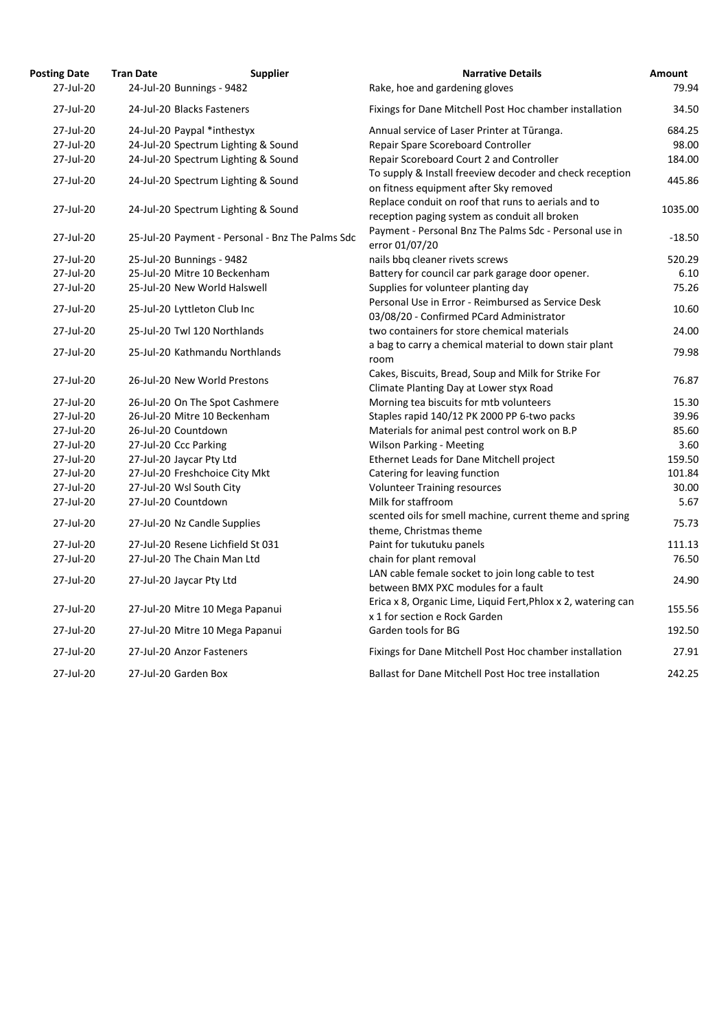| Posting Date | Tran Date | Supplier | Narrative Details | Amount |
|---|---|---|---|---|
| 27-Jul-20 | 24-Jul-20 | Bunnings - 9482 | Rake, hoe and gardening gloves | 79.94 |
| 27-Jul-20 | 24-Jul-20 | Blacks Fasteners | Fixings for Dane Mitchell Post Hoc chamber installation | 34.50 |
| 27-Jul-20 | 24-Jul-20 | Paypal *inthestyx | Annual service of Laser Printer at Tūranga. | 684.25 |
| 27-Jul-20 | 24-Jul-20 | Spectrum Lighting & Sound | Repair Spare Scoreboard Controller | 98.00 |
| 27-Jul-20 | 24-Jul-20 | Spectrum Lighting & Sound | Repair Scoreboard Court 2 and Controller | 184.00 |
| 27-Jul-20 | 24-Jul-20 | Spectrum Lighting & Sound | To supply & Install freeview decoder and check reception on fitness equipment after Sky removed | 445.86 |
| 27-Jul-20 | 24-Jul-20 | Spectrum Lighting & Sound | Replace conduit on roof that runs to aerials and to reception paging system as conduit all broken | 1035.00 |
| 27-Jul-20 | 25-Jul-20 | Payment - Personal - Bnz The Palms Sdc | Payment - Personal Bnz The Palms Sdc - Personal use in error 01/07/20 | -18.50 |
| 27-Jul-20 | 25-Jul-20 | Bunnings - 9482 | nails bbq cleaner rivets screws | 520.29 |
| 27-Jul-20 | 25-Jul-20 | Mitre 10 Beckenham | Battery for council car park garage door opener. | 6.10 |
| 27-Jul-20 | 25-Jul-20 | New World Halswell | Supplies for volunteer planting day | 75.26 |
| 27-Jul-20 | 25-Jul-20 | Lyttleton Club Inc | Personal Use in Error - Reimbursed as Service Desk 03/08/20 - Confirmed PCard Administrator | 10.60 |
| 27-Jul-20 | 25-Jul-20 | Twl 120 Northlands | two containers for store chemical materials | 24.00 |
| 27-Jul-20 | 25-Jul-20 | Kathmandu Northlands | a bag to carry a chemical material to down stair plant room | 79.98 |
| 27-Jul-20 | 26-Jul-20 | New World Prestons | Cakes, Biscuits, Bread, Soup and Milk for Strike For Climate Planting Day at Lower styx Road | 76.87 |
| 27-Jul-20 | 26-Jul-20 | On The Spot Cashmere | Morning tea biscuits for mtb volunteers | 15.30 |
| 27-Jul-20 | 26-Jul-20 | Mitre 10 Beckenham | Staples rapid 140/12 PK 2000 PP 6-two packs | 39.96 |
| 27-Jul-20 | 26-Jul-20 | Countdown | Materials for animal pest control work on B.P | 85.60 |
| 27-Jul-20 | 27-Jul-20 | Ccc Parking | Wilson Parking - Meeting | 3.60 |
| 27-Jul-20 | 27-Jul-20 | Jaycar Pty Ltd | Ethernet Leads for Dane Mitchell project | 159.50 |
| 27-Jul-20 | 27-Jul-20 | Freshchoice City Mkt | Catering for leaving function | 101.84 |
| 27-Jul-20 | 27-Jul-20 | Wsl South City | Volunteer Training resources | 30.00 |
| 27-Jul-20 | 27-Jul-20 | Countdown | Milk for staffroom | 5.67 |
| 27-Jul-20 | 27-Jul-20 | Nz Candle Supplies | scented oils for smell machine, current theme and spring theme, Christmas theme | 75.73 |
| 27-Jul-20 | 27-Jul-20 | Resene Lichfield St 031 | Paint for tukutuku panels | 111.13 |
| 27-Jul-20 | 27-Jul-20 | The Chain Man Ltd | chain for plant removal | 76.50 |
| 27-Jul-20 | 27-Jul-20 | Jaycar Pty Ltd | LAN cable female socket to join long cable to test between BMX PXC modules for a fault | 24.90 |
| 27-Jul-20 | 27-Jul-20 | Mitre 10 Mega Papanui | Erica x 8, Organic Lime, Liquid Fert,Phlox x 2, watering can x 1 for section e Rock Garden | 155.56 |
| 27-Jul-20 | 27-Jul-20 | Mitre 10 Mega Papanui | Garden tools for BG | 192.50 |
| 27-Jul-20 | 27-Jul-20 | Anzor Fasteners | Fixings for Dane Mitchell Post Hoc chamber installation | 27.91 |
| 27-Jul-20 | 27-Jul-20 | Garden Box | Ballast for Dane Mitchell Post Hoc tree installation | 242.25 |